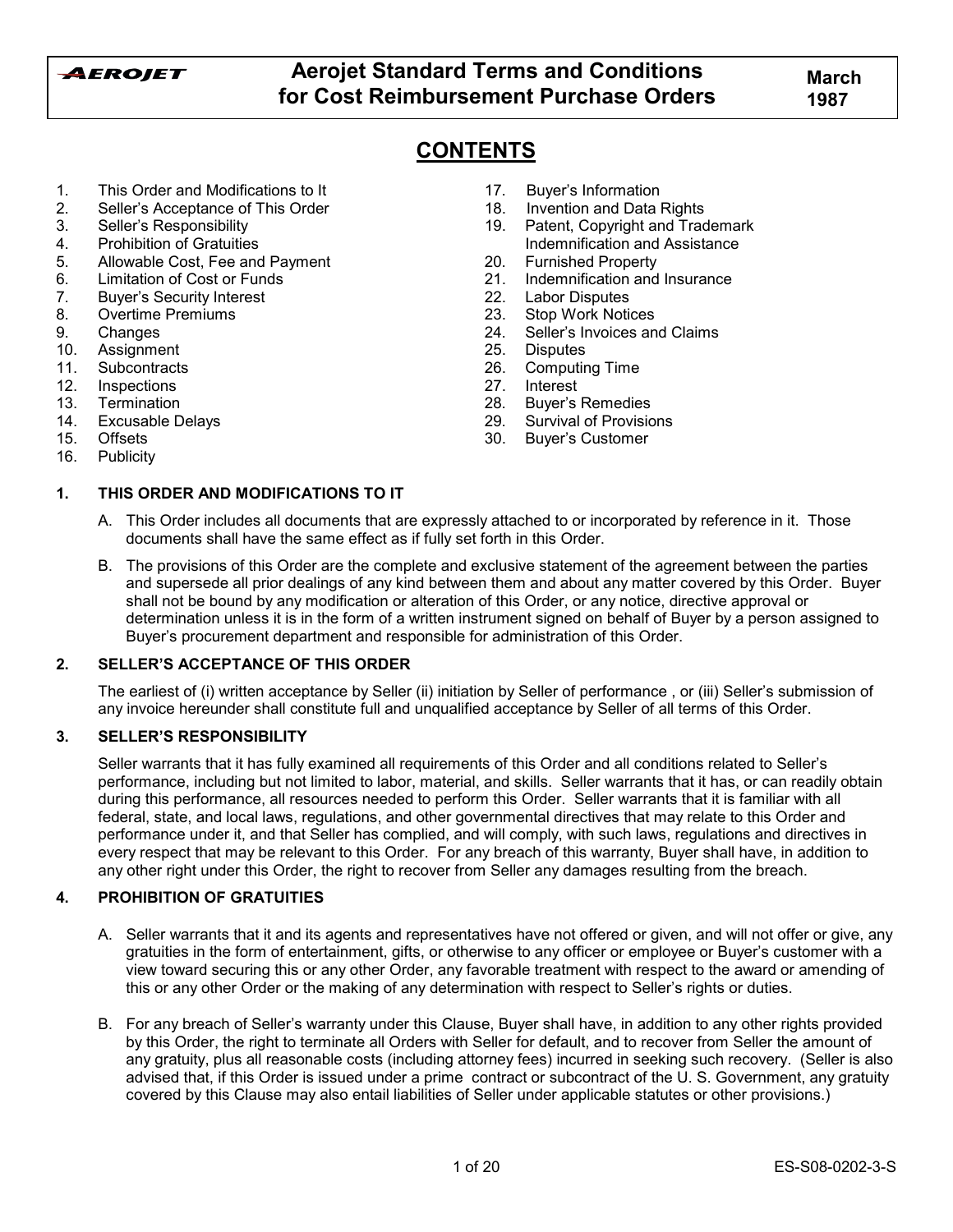# Aerojet Standard Terms and Conditions for Cost Reimbursement Purchase Orders

March 1987

## CONTENTS

1. This Order and Modifications to It
2. Seller's Acceptance of This Order
3. Seller's Responsibility
4. Prohibition of Gratuities
5. Allowable Cost, Fee and Payment
6. Limitation of Cost or Funds
7. Buyer's Security Interest
8. Overtime Premiums
9. Changes
10. Assignment
11. Subcontracts
12. Inspections
13. Termination
14. Excusable Delays
15. Offsets
16. Publicity
17. Buyer's Information
18. Invention and Data Rights
19. Patent, Copyright and Trademark Indemnification and Assistance
20. Furnished Property
21. Indemnification and Insurance
22. Labor Disputes
23. Stop Work Notices
24. Seller's Invoices and Claims
25. Disputes
26. Computing Time
27. Interest
28. Buyer's Remedies
29. Survival of Provisions
30. Buyer's Customer

### 1. THIS ORDER AND MODIFICATIONS TO IT

A. This Order includes all documents that are expressly attached to or incorporated by reference in it. Those documents shall have the same effect as if fully set forth in this Order.

B. The provisions of this Order are the complete and exclusive statement of the agreement between the parties and supersede all prior dealings of any kind between them and about any matter covered by this Order. Buyer shall not be bound by any modification or alteration of this Order, or any notice, directive approval or determination unless it is in the form of a written instrument signed on behalf of Buyer by a person assigned to Buyer's procurement department and responsible for administration of this Order.

### 2. SELLER'S ACCEPTANCE OF THIS ORDER

The earliest of (i) written acceptance by Seller (ii) initiation by Seller of performance , or (iii) Seller's submission of any invoice hereunder shall constitute full and unqualified acceptance by Seller of all terms of this Order.

### 3. SELLER'S RESPONSIBILITY

Seller warrants that it has fully examined all requirements of this Order and all conditions related to Seller's performance, including but not limited to labor, material, and skills. Seller warrants that it has, or can readily obtain during this performance, all resources needed to perform this Order. Seller warrants that it is familiar with all federal, state, and local laws, regulations, and other governmental directives that may relate to this Order and performance under it, and that Seller has complied, and will comply, with such laws, regulations and directives in every respect that may be relevant to this Order. For any breach of this warranty, Buyer shall have, in addition to any other right under this Order, the right to recover from Seller any damages resulting from the breach.

### 4. PROHIBITION OF GRATUITIES

A. Seller warrants that it and its agents and representatives have not offered or given, and will not offer or give, any gratuities in the form of entertainment, gifts, or otherwise to any officer or employee or Buyer's customer with a view toward securing this or any other Order, any favorable treatment with respect to the award or amending of this or any other Order or the making of any determination with respect to Seller's rights or duties.

B. For any breach of Seller's warranty under this Clause, Buyer shall have, in addition to any other rights provided by this Order, the right to terminate all Orders with Seller for default, and to recover from Seller the amount of any gratuity, plus all reasonable costs (including attorney fees) incurred in seeking such recovery. (Seller is also advised that, if this Order is issued under a prime contract or subcontract of the U. S. Government, any gratuity covered by this Clause may also entail liabilities of Seller under applicable statutes or other provisions.)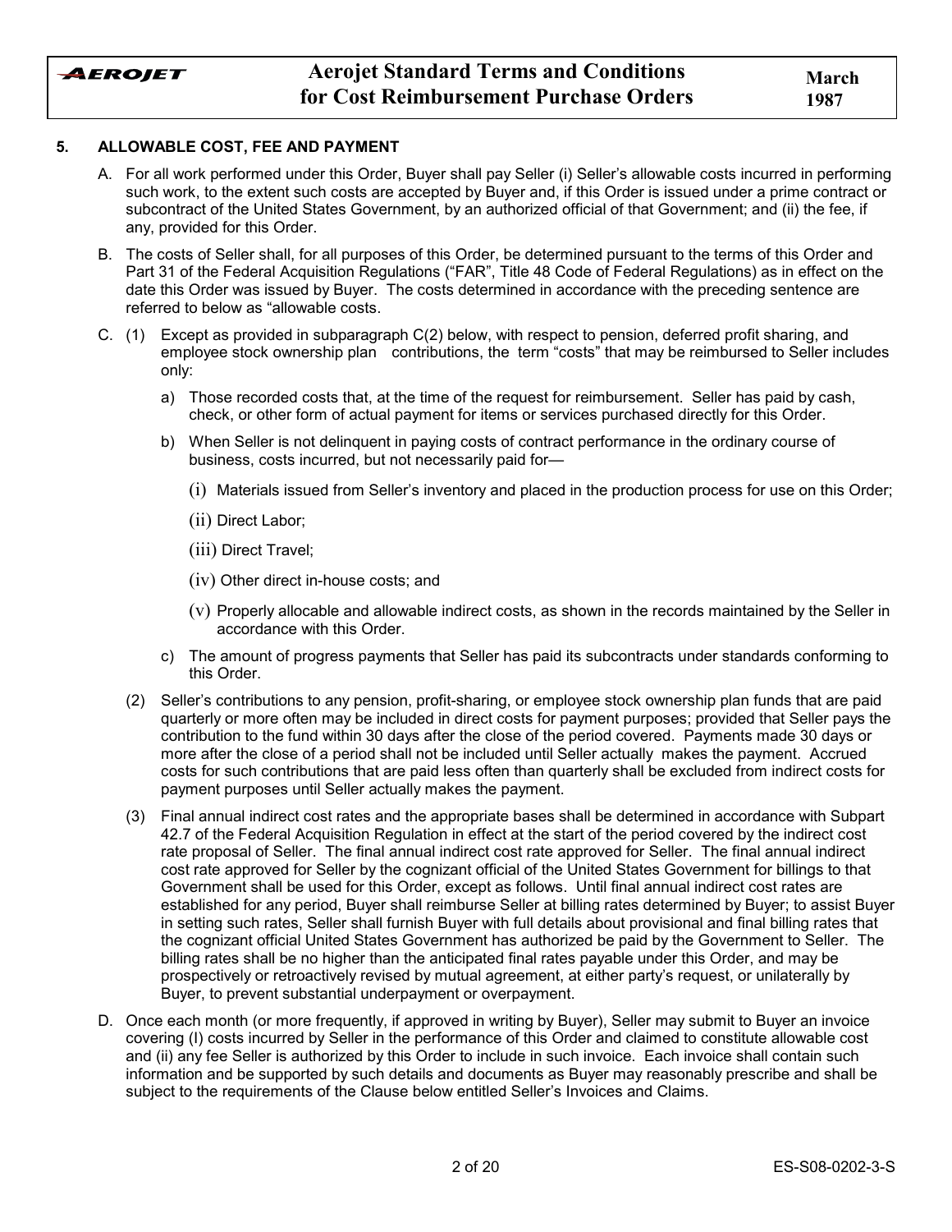## 5. ALLOWABLE COST, FEE AND PAYMENT

A. For all work performed under this Order, Buyer shall pay Seller (i) Seller's allowable costs incurred in performing such work, to the extent such costs are accepted by Buyer and, if this Order is issued under a prime contract or subcontract of the United States Government, by an authorized official of that Government; and (ii) the fee, if any, provided for this Order.

B. The costs of Seller shall, for all purposes of this Order, be determined pursuant to the terms of this Order and Part 31 of the Federal Acquisition Regulations ("FAR", Title 48 Code of Federal Regulations) as in effect on the date this Order was issued by Buyer. The costs determined in accordance with the preceding sentence are referred to below as "allowable costs.

C. (1) Except as provided in subparagraph C(2) below, with respect to pension, deferred profit sharing, and employee stock ownership plan contributions, the term "costs" that may be reimbursed to Seller includes only:

   a) Those recorded costs that, at the time of the request for reimbursement. Seller has paid by cash, check, or other form of actual payment for items or services purchased directly for this Order.

   b) When Seller is not delinquent in paying costs of contract performance in the ordinary course of business, costs incurred, but not necessarily paid for—

      (i) Materials issued from Seller's inventory and placed in the production process for use on this Order;

      (ii) Direct Labor;

      (iii) Direct Travel;

      (iv) Other direct in-house costs; and

      (v) Properly allocable and allowable indirect costs, as shown in the records maintained by the Seller in accordance with this Order.

   c) The amount of progress payments that Seller has paid its subcontracts under standards conforming to this Order.

   (2) Seller's contributions to any pension, profit-sharing, or employee stock ownership plan funds that are paid quarterly or more often may be included in direct costs for payment purposes; provided that Seller pays the contribution to the fund within 30 days after the close of the period covered. Payments made 30 days or more after the close of a period shall not be included until Seller actually makes the payment. Accrued costs for such contributions that are paid less often than quarterly shall be excluded from indirect costs for payment purposes until Seller actually makes the payment.

   (3) Final annual indirect cost rates and the appropriate bases shall be determined in accordance with Subpart 42.7 of the Federal Acquisition Regulation in effect at the start of the period covered by the indirect cost rate proposal of Seller. The final annual indirect cost rate approved for Seller. The final annual indirect cost rate approved for Seller by the cognizant official of the United States Government for billings to that Government shall be used for this Order, except as follows. Until final annual indirect cost rates are established for any period, Buyer shall reimburse Seller at billing rates determined by Buyer; to assist Buyer in setting such rates, Seller shall furnish Buyer with full details about provisional and final billing rates that the cognizant official United States Government has authorized be paid by the Government to Seller. The billing rates shall be no higher than the anticipated final rates payable under this Order, and may be prospectively or retroactively revised by mutual agreement, at either party's request, or unilaterally by Buyer, to prevent substantial underpayment or overpayment.

D. Once each month (or more frequently, if approved in writing by Buyer), Seller may submit to Buyer an invoice covering (I) costs incurred by Seller in the performance of this Order and claimed to constitute allowable cost and (ii) any fee Seller is authorized by this Order to include in such invoice. Each invoice shall contain such information and be supported by such details and documents as Buyer may reasonably prescribe and shall be subject to the requirements of the Clause below entitled Seller's Invoices and Claims.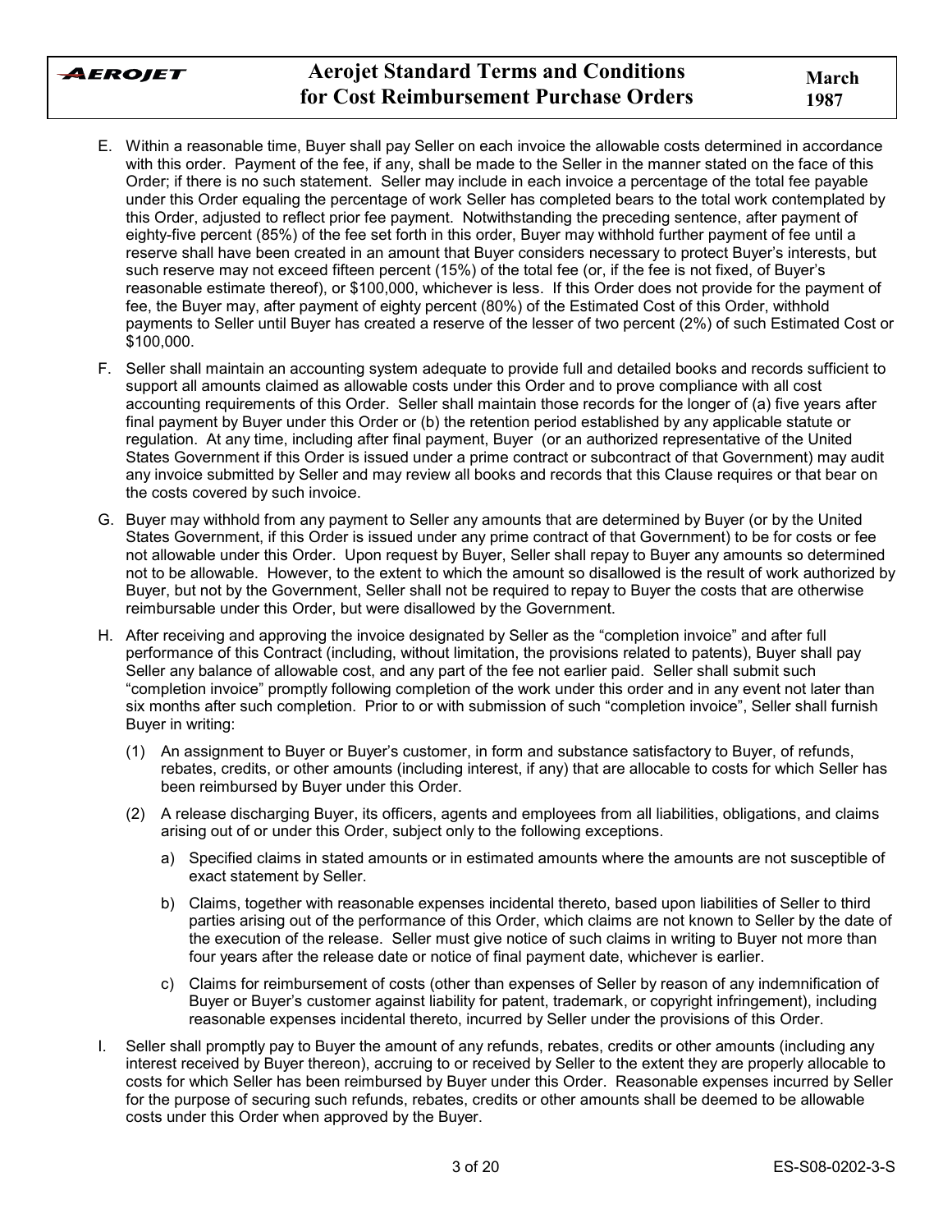E. Within a reasonable time, Buyer shall pay Seller on each invoice the allowable costs determined in accordance with this order. Payment of the fee, if any, shall be made to the Seller in the manner stated on the face of this Order; if there is no such statement. Seller may include in each invoice a percentage of the total fee payable under this Order equaling the percentage of work Seller has completed bears to the total work contemplated by this Order, adjusted to reflect prior fee payment. Notwithstanding the preceding sentence, after payment of eighty-five percent (85%) of the fee set forth in this order, Buyer may withhold further payment of fee until a reserve shall have been created in an amount that Buyer considers necessary to protect Buyer's interests, but such reserve may not exceed fifteen percent (15%) of the total fee (or, if the fee is not fixed, of Buyer's reasonable estimate thereof), or $100,000, whichever is less. If this Order does not provide for the payment of fee, the Buyer may, after payment of eighty percent (80%) of the Estimated Cost of this Order, withhold payments to Seller until Buyer has created a reserve of the lesser of two percent (2%) of such Estimated Cost or $100,000.

F. Seller shall maintain an accounting system adequate to provide full and detailed books and records sufficient to support all amounts claimed as allowable costs under this Order and to prove compliance with all cost accounting requirements of this Order. Seller shall maintain those records for the longer of (a) five years after final payment by Buyer under this Order or (b) the retention period established by any applicable statute or regulation. At any time, including after final payment, Buyer (or an authorized representative of the United States Government if this Order is issued under a prime contract or subcontract of that Government) may audit any invoice submitted by Seller and may review all books and records that this Clause requires or that bear on the costs covered by such invoice.

G. Buyer may withhold from any payment to Seller any amounts that are determined by Buyer (or by the United States Government, if this Order is issued under any prime contract of that Government) to be for costs or fee not allowable under this Order. Upon request by Buyer, Seller shall repay to Buyer any amounts so determined not to be allowable. However, to the extent to which the amount so disallowed is the result of work authorized by Buyer, but not by the Government, Seller shall not be required to repay to Buyer the costs that are otherwise reimbursable under this Order, but were disallowed by the Government.

H. After receiving and approving the invoice designated by Seller as the "completion invoice" and after full performance of this Contract (including, without limitation, the provisions related to patents), Buyer shall pay Seller any balance of allowable cost, and any part of the fee not earlier paid. Seller shall submit such "completion invoice" promptly following completion of the work under this order and in any event not later than six months after such completion. Prior to or with submission of such "completion invoice", Seller shall furnish Buyer in writing:

   (1) An assignment to Buyer or Buyer's customer, in form and substance satisfactory to Buyer, of refunds, rebates, credits, or other amounts (including interest, if any) that are allocable to costs for which Seller has been reimbursed by Buyer under this Order.

   (2) A release discharging Buyer, its officers, agents and employees from all liabilities, obligations, and claims arising out of or under this Order, subject only to the following exceptions.

      a) Specified claims in stated amounts or in estimated amounts where the amounts are not susceptible of exact statement by Seller.

      b) Claims, together with reasonable expenses incidental thereto, based upon liabilities of Seller to third parties arising out of the performance of this Order, which claims are not known to Seller by the date of the execution of the release. Seller must give notice of such claims in writing to Buyer not more than four years after the release date or notice of final payment date, whichever is earlier.

      c) Claims for reimbursement of costs (other than expenses of Seller by reason of any indemnification of Buyer or Buyer's customer against liability for patent, trademark, or copyright infringement), including reasonable expenses incidental thereto, incurred by Seller under the provisions of this Order.

I. Seller shall promptly pay to Buyer the amount of any refunds, rebates, credits or other amounts (including any interest received by Buyer thereon), accruing to or received by Seller to the extent they are properly allocable to costs for which Seller has been reimbursed by Buyer under this Order. Reasonable expenses incurred by Seller for the purpose of securing such refunds, rebates, credits or other amounts shall be deemed to be allowable costs under this Order when approved by the Buyer.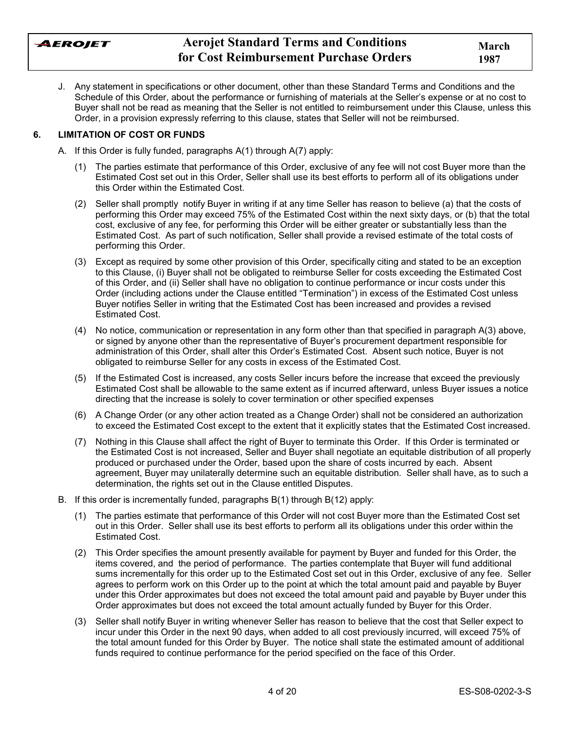J. Any statement in specifications or other document, other than these Standard Terms and Conditions and the Schedule of this Order, about the performance or furnishing of materials at the Seller's expense or at no cost to Buyer shall not be read as meaning that the Seller is not entitled to reimbursement under this Clause, unless this Order, in a provision expressly referring to this clause, states that Seller will not be reimbursed.

## 6. LIMITATION OF COST OR FUNDS

A. If this Order is fully funded, paragraphs A(1) through A(7) apply:

(1) The parties estimate that performance of this Order, exclusive of any fee will not cost Buyer more than the Estimated Cost set out in this Order, Seller shall use its best efforts to perform all of its obligations under this Order within the Estimated Cost.

(2) Seller shall promptly notify Buyer in writing if at any time Seller has reason to believe (a) that the costs of performing this Order may exceed 75% of the Estimated Cost within the next sixty days, or (b) that the total cost, exclusive of any fee, for performing this Order will be either greater or substantially less than the Estimated Cost. As part of such notification, Seller shall provide a revised estimate of the total costs of performing this Order.

(3) Except as required by some other provision of this Order, specifically citing and stated to be an exception to this Clause, (i) Buyer shall not be obligated to reimburse Seller for costs exceeding the Estimated Cost of this Order, and (ii) Seller shall have no obligation to continue performance or incur costs under this Order (including actions under the Clause entitled "Termination") in excess of the Estimated Cost unless Buyer notifies Seller in writing that the Estimated Cost has been increased and provides a revised Estimated Cost.

(4) No notice, communication or representation in any form other than that specified in paragraph A(3) above, or signed by anyone other than the representative of Buyer's procurement department responsible for administration of this Order, shall alter this Order's Estimated Cost. Absent such notice, Buyer is not obligated to reimburse Seller for any costs in excess of the Estimated Cost.

(5) If the Estimated Cost is increased, any costs Seller incurs before the increase that exceed the previously Estimated Cost shall be allowable to the same extent as if incurred afterward, unless Buyer issues a notice directing that the increase is solely to cover termination or other specified expenses

(6) A Change Order (or any other action treated as a Change Order) shall not be considered an authorization to exceed the Estimated Cost except to the extent that it explicitly states that the Estimated Cost increased.

(7) Nothing in this Clause shall affect the right of Buyer to terminate this Order. If this Order is terminated or the Estimated Cost is not increased, Seller and Buyer shall negotiate an equitable distribution of all properly produced or purchased under the Order, based upon the share of costs incurred by each. Absent agreement, Buyer may unilaterally determine such an equitable distribution. Seller shall have, as to such a determination, the rights set out in the Clause entitled Disputes.

B. If this order is incrementally funded, paragraphs B(1) through B(12) apply:

(1) The parties estimate that performance of this Order will not cost Buyer more than the Estimated Cost set out in this Order. Seller shall use its best efforts to perform all its obligations under this order within the Estimated Cost.

(2) This Order specifies the amount presently available for payment by Buyer and funded for this Order, the items covered, and the period of performance. The parties contemplate that Buyer will fund additional sums incrementally for this order up to the Estimated Cost set out in this Order, exclusive of any fee. Seller agrees to perform work on this Order up to the point at which the total amount paid and payable by Buyer under this Order approximates but does not exceed the total amount paid and payable by Buyer under this Order approximates but does not exceed the total amount actually funded by Buyer for this Order.

(3) Seller shall notify Buyer in writing whenever Seller has reason to believe that the cost that Seller expect to incur under this Order in the next 90 days, when added to all cost previously incurred, will exceed 75% of the total amount funded for this Order by Buyer. The notice shall state the estimated amount of additional funds required to continue performance for the period specified on the face of this Order.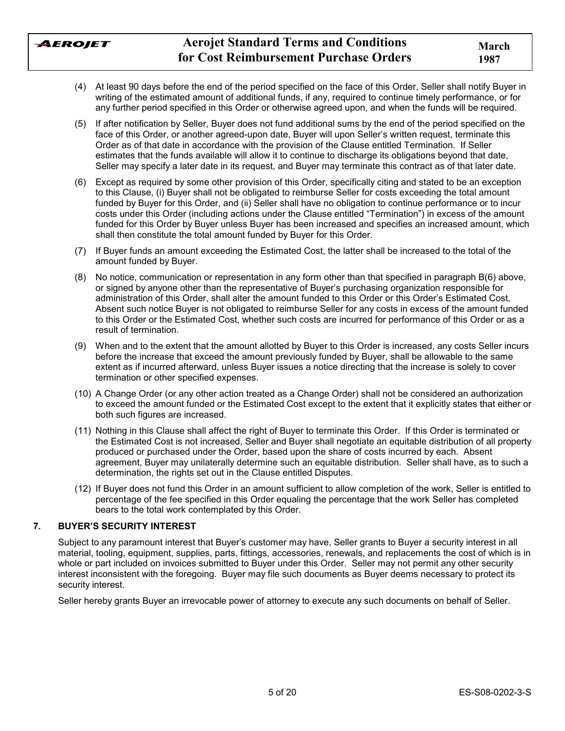(4) At least 90 days before the end of the period specified on the face of this Order, Seller shall notify Buyer in writing of the estimated amount of additional funds, if any, required to continue timely performance, or for any further period specified in this Order or otherwise agreed upon, and when the funds will be required.

(5) If after notification by Seller, Buyer does not fund additional sums by the end of the period specified on the face of this Order, or another agreed-upon date, Buyer will upon Seller's written request, terminate this Order as of that date in accordance with the provision of the Clause entitled Termination. If Seller estimates that the funds available will allow it to continue to discharge its obligations beyond that date, Seller may specify a later date in its request, and Buyer may terminate this contract as of that later date.

(6) Except as required by some other provision of this Order, specifically citing and stated to be an exception to this Clause, (i) Buyer shall not be obligated to reimburse Seller for costs exceeding the total amount funded by Buyer for this Order, and (ii) Seller shall have no obligation to continue performance or to incur costs under this Order (including actions under the Clause entitled "Termination") in excess of the amount funded for this Order by Buyer unless Buyer has been increased and specifies an increased amount, which shall then constitute the total amount funded by Buyer for this Order.

(7) If Buyer funds an amount exceeding the Estimated Cost, the latter shall be increased to the total of the amount funded by Buyer.

(8) No notice, communication or representation in any form other than that specified in paragraph B(6) above, or signed by anyone other than the representative of Buyer's purchasing organization responsible for administration of this Order, shall alter the amount funded to this Order or this Order's Estimated Cost, Absent such notice Buyer is not obligated to reimburse Seller for any costs in excess of the amount funded to this Order or the Estimated Cost, whether such costs are incurred for performance of this Order or as a result of termination.

(9) When and to the extent that the amount allotted by Buyer to this Order is increased, any costs Seller incurs before the increase that exceed the amount previously funded by Buyer, shall be allowable to the same extent as if incurred afterward, unless Buyer issues a notice directing that the increase is solely to cover termination or other specified expenses.

(10) A Change Order (or any other action treated as a Change Order) shall not be considered an authorization to exceed the amount funded or the Estimated Cost except to the extent that it explicitly states that either or both such figures are increased.

(11) Nothing in this Clause shall affect the right of Buyer to terminate this Order. If this Order is terminated or the Estimated Cost is not increased, Seller and Buyer shall negotiate an equitable distribution of all property produced or purchased under the Order, based upon the share of costs incurred by each. Absent agreement, Buyer may unilaterally determine such an equitable distribution. Seller shall have, as to such a determination, the rights set out in the Clause entitled Disputes.

(12) If Buyer does not fund this Order in an amount sufficient to allow completion of the work, Seller is entitled to percentage of the fee specified in this Order equaling the percentage that the work Seller has completed bears to the total work contemplated by this Order.

## 7. BUYER'S SECURITY INTEREST

Subject to any paramount interest that Buyer's customer may have, Seller grants to Buyer a security interest in all material, tooling, equipment, supplies, parts, fittings, accessories, renewals, and replacements the cost of which is in whole or part included on invoices submitted to Buyer under this Order. Seller may not permit any other security interest inconsistent with the foregoing. Buyer may file such documents as Buyer deems necessary to protect its security interest.

Seller hereby grants Buyer an irrevocable power of attorney to execute any such documents on behalf of Seller.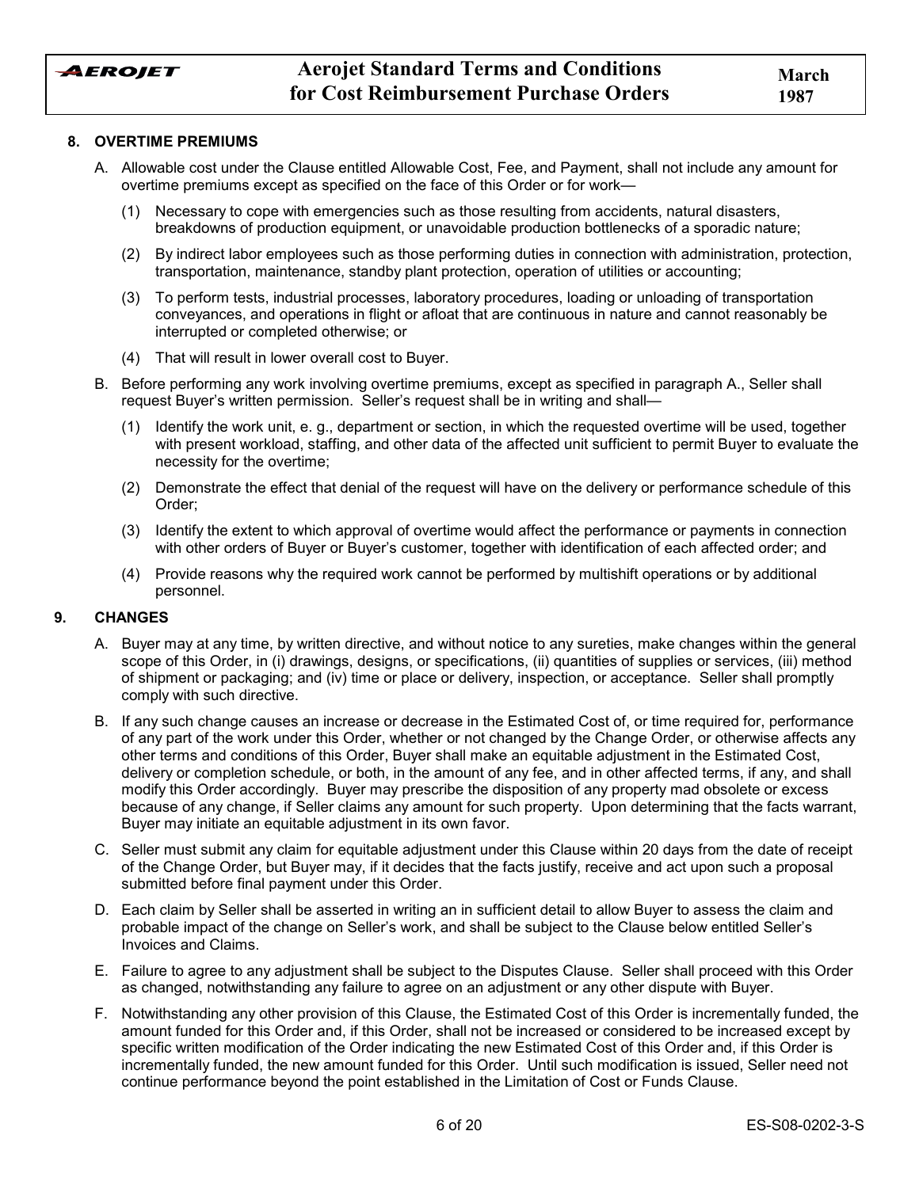## 8. OVERTIME PREMIUMS

A. Allowable cost under the Clause entitled Allowable Cost, Fee, and Payment, shall not include any amount for overtime premiums except as specified on the face of this Order or for work—

   (1) Necessary to cope with emergencies such as those resulting from accidents, natural disasters, breakdowns of production equipment, or unavoidable production bottlenecks of a sporadic nature;

   (2) By indirect labor employees such as those performing duties in connection with administration, protection, transportation, maintenance, standby plant protection, operation of utilities or accounting;

   (3) To perform tests, industrial processes, laboratory procedures, loading or unloading of transportation conveyances, and operations in flight or afloat that are continuous in nature and cannot reasonably be interrupted or completed otherwise; or

   (4) That will result in lower overall cost to Buyer.

B. Before performing any work involving overtime premiums, except as specified in paragraph A., Seller shall request Buyer's written permission. Seller's request shall be in writing and shall—

   (1) Identify the work unit, e. g., department or section, in which the requested overtime will be used, together with present workload, staffing, and other data of the affected unit sufficient to permit Buyer to evaluate the necessity for the overtime;

   (2) Demonstrate the effect that denial of the request will have on the delivery or performance schedule of this Order;

   (3) Identify the extent to which approval of overtime would affect the performance or payments in connection with other orders of Buyer or Buyer's customer, together with identification of each affected order; and

   (4) Provide reasons why the required work cannot be performed by multishift operations or by additional personnel.

## 9. CHANGES

A. Buyer may at any time, by written directive, and without notice to any sureties, make changes within the general scope of this Order, in (i) drawings, designs, or specifications, (ii) quantities of supplies or services, (iii) method of shipment or packaging; and (iv) time or place or delivery, inspection, or acceptance. Seller shall promptly comply with such directive.

B. If any such change causes an increase or decrease in the Estimated Cost of, or time required for, performance of any part of the work under this Order, whether or not changed by the Change Order, or otherwise affects any other terms and conditions of this Order, Buyer shall make an equitable adjustment in the Estimated Cost, delivery or completion schedule, or both, in the amount of any fee, and in other affected terms, if any, and shall modify this Order accordingly. Buyer may prescribe the disposition of any property mad obsolete or excess because of any change, if Seller claims any amount for such property. Upon determining that the facts warrant, Buyer may initiate an equitable adjustment in its own favor.

C. Seller must submit any claim for equitable adjustment under this Clause within 20 days from the date of receipt of the Change Order, but Buyer may, if it decides that the facts justify, receive and act upon such a proposal submitted before final payment under this Order.

D. Each claim by Seller shall be asserted in writing an in sufficient detail to allow Buyer to assess the claim and probable impact of the change on Seller's work, and shall be subject to the Clause below entitled Seller's Invoices and Claims.

E. Failure to agree to any adjustment shall be subject to the Disputes Clause. Seller shall proceed with this Order as changed, notwithstanding any failure to agree on an adjustment or any other dispute with Buyer.

F. Notwithstanding any other provision of this Clause, the Estimated Cost of this Order is incrementally funded, the amount funded for this Order and, if this Order, shall not be increased or considered to be increased except by specific written modification of the Order indicating the new Estimated Cost of this Order and, if this Order is incrementally funded, the new amount funded for this Order. Until such modification is issued, Seller need not continue performance beyond the point established in the Limitation of Cost or Funds Clause.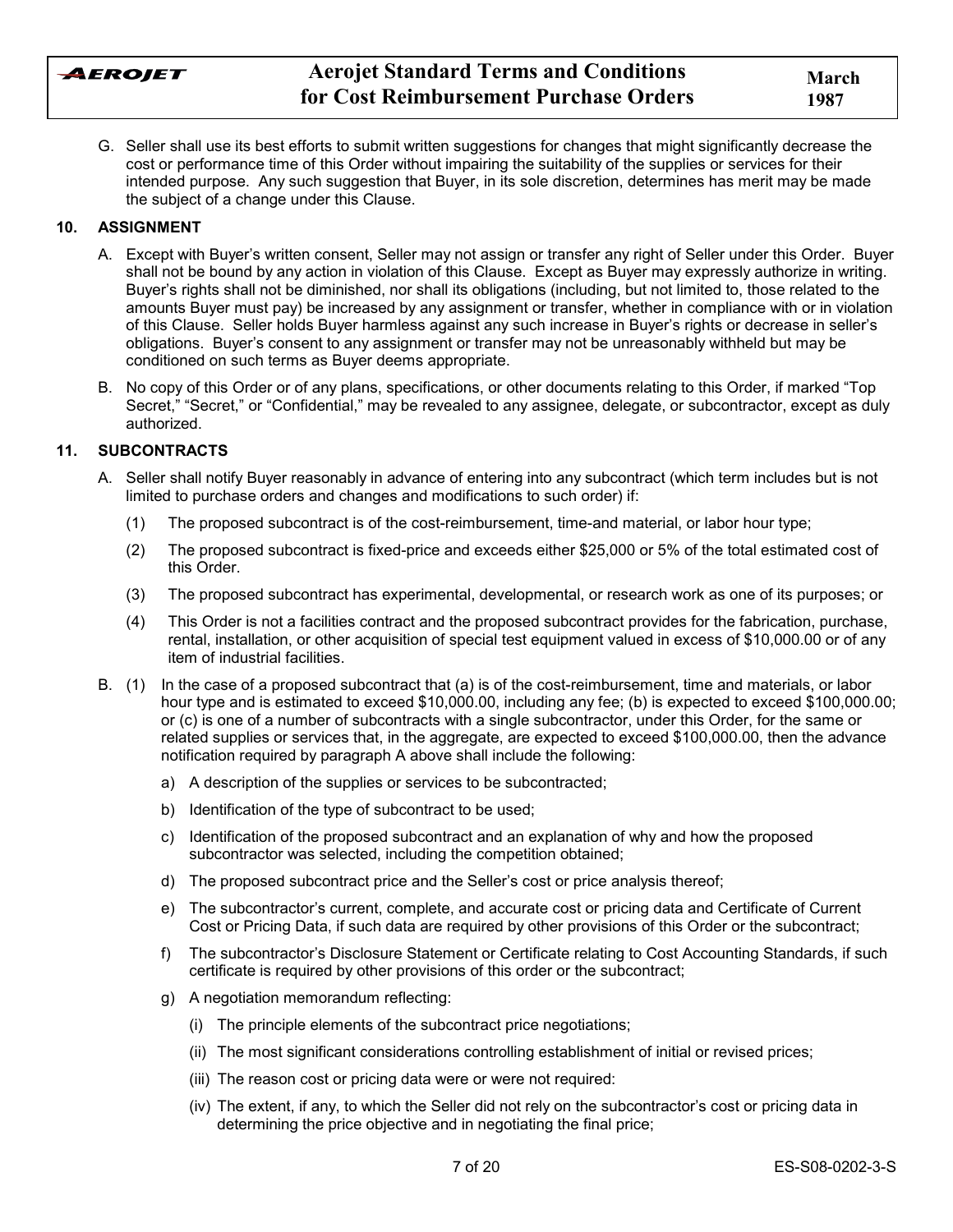G. Seller shall use its best efforts to submit written suggestions for changes that might significantly decrease the cost or performance time of this Order without impairing the suitability of the supplies or services for their intended purpose. Any such suggestion that Buyer, in its sole discretion, determines has merit may be made the subject of a change under this Clause.

## 10. ASSIGNMENT

A. Except with Buyer's written consent, Seller may not assign or transfer any right of Seller under this Order. Buyer shall not be bound by any action in violation of this Clause. Except as Buyer may expressly authorize in writing. Buyer's rights shall not be diminished, nor shall its obligations (including, but not limited to, those related to the amounts Buyer must pay) be increased by any assignment or transfer, whether in compliance with or in violation of this Clause. Seller holds Buyer harmless against any such increase in Buyer's rights or decrease in seller's obligations. Buyer's consent to any assignment or transfer may not be unreasonably withheld but may be conditioned on such terms as Buyer deems appropriate.

B. No copy of this Order or of any plans, specifications, or other documents relating to this Order, if marked "Top Secret," "Secret," or "Confidential," may be revealed to any assignee, delegate, or subcontractor, except as duly authorized.

## 11. SUBCONTRACTS

A. Seller shall notify Buyer reasonably in advance of entering into any subcontract (which term includes but is not limited to purchase orders and changes and modifications to such order) if:

(1) The proposed subcontract is of the cost-reimbursement, time-and material, or labor hour type;

(2) The proposed subcontract is fixed-price and exceeds either $25,000 or 5% of the total estimated cost of this Order.

(3) The proposed subcontract has experimental, developmental, or research work as one of its purposes; or

(4) This Order is not a facilities contract and the proposed subcontract provides for the fabrication, purchase, rental, installation, or other acquisition of special test equipment valued in excess of $10,000.00 or of any item of industrial facilities.

B. (1) In the case of a proposed subcontract that (a) is of the cost-reimbursement, time and materials, or labor hour type and is estimated to exceed $10,000.00, including any fee; (b) is expected to exceed $100,000.00; or (c) is one of a number of subcontracts with a single subcontractor, under this Order, for the same or related supplies or services that, in the aggregate, are expected to exceed $100,000.00, then the advance notification required by paragraph A above shall include the following:

a) A description of the supplies or services to be subcontracted;

b) Identification of the type of subcontract to be used;

c) Identification of the proposed subcontract and an explanation of why and how the proposed subcontractor was selected, including the competition obtained;

d) The proposed subcontract price and the Seller's cost or price analysis thereof;

e) The subcontractor's current, complete, and accurate cost or pricing data and Certificate of Current Cost or Pricing Data, if such data are required by other provisions of this Order or the subcontract;

f) The subcontractor's Disclosure Statement or Certificate relating to Cost Accounting Standards, if such certificate is required by other provisions of this order or the subcontract;

g) A negotiation memorandum reflecting:

(i) The principle elements of the subcontract price negotiations;

(ii) The most significant considerations controlling establishment of initial or revised prices;

(iii) The reason cost or pricing data were or were not required:

(iv) The extent, if any, to which the Seller did not rely on the subcontractor's cost or pricing data in determining the price objective and in negotiating the final price;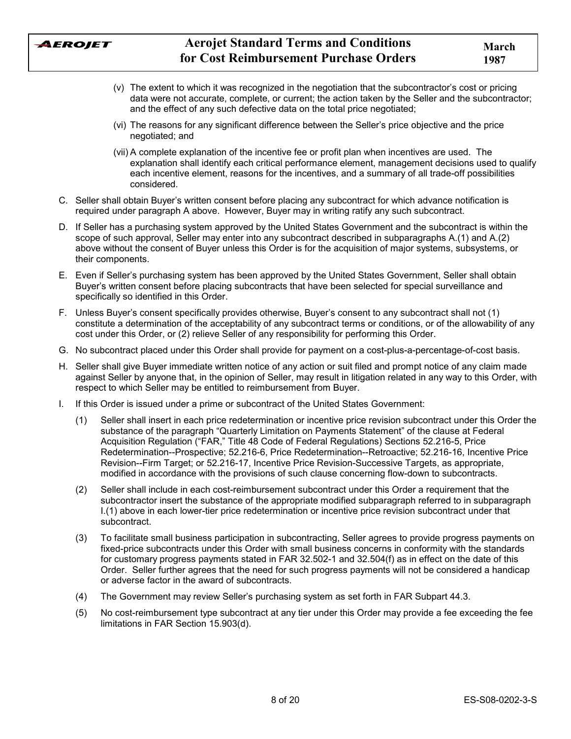(v) The extent to which it was recognized in the negotiation that the subcontractor's cost or pricing data were not accurate, complete, or current; the action taken by the Seller and the subcontractor; and the effect of any such defective data on the total price negotiated;

(vi) The reasons for any significant difference between the Seller's price objective and the price negotiated; and

(vii) A complete explanation of the incentive fee or profit plan when incentives are used. The explanation shall identify each critical performance element, management decisions used to qualify each incentive element, reasons for the incentives, and a summary of all trade-off possibilities considered.

C. Seller shall obtain Buyer's written consent before placing any subcontract for which advance notification is required under paragraph A above. However, Buyer may in writing ratify any such subcontract.

D. If Seller has a purchasing system approved by the United States Government and the subcontract is within the scope of such approval, Seller may enter into any subcontract described in subparagraphs A.(1) and A.(2) above without the consent of Buyer unless this Order is for the acquisition of major systems, subsystems, or their components.

E. Even if Seller's purchasing system has been approved by the United States Government, Seller shall obtain Buyer's written consent before placing subcontracts that have been selected for special surveillance and specifically so identified in this Order.

F. Unless Buyer's consent specifically provides otherwise, Buyer's consent to any subcontract shall not (1) constitute a determination of the acceptability of any subcontract terms or conditions, or of the allowability of any cost under this Order, or (2) relieve Seller of any responsibility for performing this Order.

G. No subcontract placed under this Order shall provide for payment on a cost-plus-a-percentage-of-cost basis.

H. Seller shall give Buyer immediate written notice of any action or suit filed and prompt notice of any claim made against Seller by anyone that, in the opinion of Seller, may result in litigation related in any way to this Order, with respect to which Seller may be entitled to reimbursement from Buyer.

I. If this Order is issued under a prime or subcontract of the United States Government:

(1) Seller shall insert in each price redetermination or incentive price revision subcontract under this Order the substance of the paragraph "Quarterly Limitation on Payments Statement" of the clause at Federal Acquisition Regulation ("FAR," Title 48 Code of Federal Regulations) Sections 52.216-5, Price Redetermination--Prospective; 52.216-6, Price Redetermination--Retroactive; 52.216-16, Incentive Price Revision--Firm Target; or 52.216-17, Incentive Price Revision-Successive Targets, as appropriate, modified in accordance with the provisions of such clause concerning flow-down to subcontracts.

(2) Seller shall include in each cost-reimbursement subcontract under this Order a requirement that the subcontractor insert the substance of the appropriate modified subparagraph referred to in subparagraph I.(1) above in each lower-tier price redetermination or incentive price revision subcontract under that subcontract.

(3) To facilitate small business participation in subcontracting, Seller agrees to provide progress payments on fixed-price subcontracts under this Order with small business concerns in conformity with the standards for customary progress payments stated in FAR 32.502-1 and 32.504(f) as in effect on the date of this Order. Seller further agrees that the need for such progress payments will not be considered a handicap or adverse factor in the award of subcontracts.

(4) The Government may review Seller's purchasing system as set forth in FAR Subpart 44.3.

(5) No cost-reimbursement type subcontract at any tier under this Order may provide a fee exceeding the fee limitations in FAR Section 15.903(d).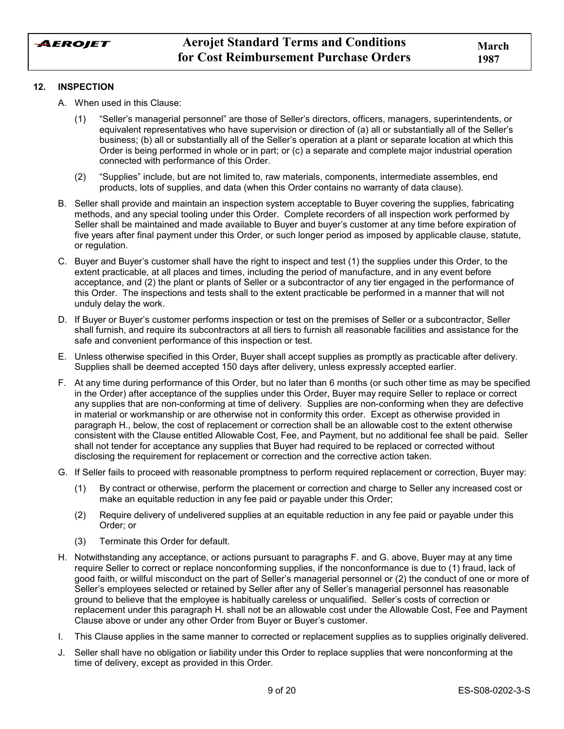## 12. INSPECTION

A. When used in this Clause:

   (1) "Seller's managerial personnel" are those of Seller's directors, officers, managers, superintendents, or equivalent representatives who have supervision or direction of (a) all or substantially all of the Seller's business; (b) all or substantially all of the Seller's operation at a plant or separate location at which this Order is being performed in whole or in part; or (c) a separate and complete major industrial operation connected with performance of this Order.

   (2) "Supplies" include, but are not limited to, raw materials, components, intermediate assembles, end products, lots of supplies, and data (when this Order contains no warranty of data clause).

B. Seller shall provide and maintain an inspection system acceptable to Buyer covering the supplies, fabricating methods, and any special tooling under this Order. Complete recorders of all inspection work performed by Seller shall be maintained and made available to Buyer and buyer's customer at any time before expiration of five years after final payment under this Order, or such longer period as imposed by applicable clause, statute, or regulation.

C. Buyer and Buyer's customer shall have the right to inspect and test (1) the supplies under this Order, to the extent practicable, at all places and times, including the period of manufacture, and in any event before acceptance, and (2) the plant or plants of Seller or a subcontractor of any tier engaged in the performance of this Order. The inspections and tests shall to the extent practicable be performed in a manner that will not unduly delay the work.

D. If Buyer or Buyer's customer performs inspection or test on the premises of Seller or a subcontractor, Seller shall furnish, and require its subcontractors at all tiers to furnish all reasonable facilities and assistance for the safe and convenient performance of this inspection or test.

E. Unless otherwise specified in this Order, Buyer shall accept supplies as promptly as practicable after delivery. Supplies shall be deemed accepted 150 days after delivery, unless expressly accepted earlier.

F. At any time during performance of this Order, but no later than 6 months (or such other time as may be specified in the Order) after acceptance of the supplies under this Order, Buyer may require Seller to replace or correct any supplies that are non-conforming at time of delivery. Supplies are non-conforming when they are defective in material or workmanship or are otherwise not in conformity this order. Except as otherwise provided in paragraph H., below, the cost of replacement or correction shall be an allowable cost to the extent otherwise consistent with the Clause entitled Allowable Cost, Fee, and Payment, but no additional fee shall be paid. Seller shall not tender for acceptance any supplies that Buyer had required to be replaced or corrected without disclosing the requirement for replacement or correction and the corrective action taken.

G. If Seller fails to proceed with reasonable promptness to perform required replacement or correction, Buyer may:

   (1) By contract or otherwise, perform the placement or correction and charge to Seller any increased cost or make an equitable reduction in any fee paid or payable under this Order;

   (2) Require delivery of undelivered supplies at an equitable reduction in any fee paid or payable under this Order; or

   (3) Terminate this Order for default.

H. Notwithstanding any acceptance, or actions pursuant to paragraphs F. and G. above, Buyer may at any time require Seller to correct or replace nonconforming supplies, if the nonconformance is due to (1) fraud, lack of good faith, or willful misconduct on the part of Seller's managerial personnel or (2) the conduct of one or more of Seller's employees selected or retained by Seller after any of Seller's managerial personnel has reasonable ground to believe that the employee is habitually careless or unqualified. Seller's costs of correction or replacement under this paragraph H. shall not be an allowable cost under the Allowable Cost, Fee and Payment Clause above or under any other Order from Buyer or Buyer's customer.

I. This Clause applies in the same manner to corrected or replacement supplies as to supplies originally delivered.

J. Seller shall have no obligation or liability under this Order to replace supplies that were nonconforming at the time of delivery, except as provided in this Order.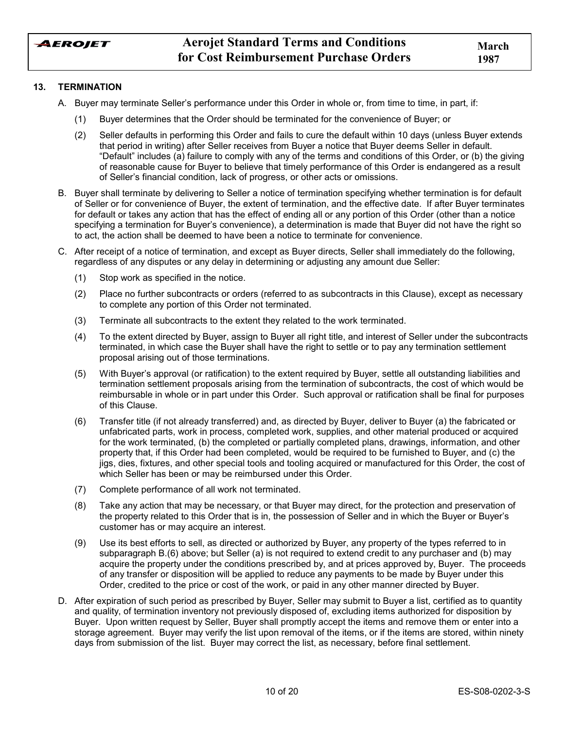## 13. TERMINATION

A. Buyer may terminate Seller's performance under this Order in whole or, from time to time, in part, if:

   (1) Buyer determines that the Order should be terminated for the convenience of Buyer; or

   (2) Seller defaults in performing this Order and fails to cure the default within 10 days (unless Buyer extends that period in writing) after Seller receives from Buyer a notice that Buyer deems Seller in default. "Default" includes (a) failure to comply with any of the terms and conditions of this Order, or (b) the giving of reasonable cause for Buyer to believe that timely performance of this Order is endangered as a result of Seller's financial condition, lack of progress, or other acts or omissions.

B. Buyer shall terminate by delivering to Seller a notice of termination specifying whether termination is for default of Seller or for convenience of Buyer, the extent of termination, and the effective date. If after Buyer terminates for default or takes any action that has the effect of ending all or any portion of this Order (other than a notice specifying a termination for Buyer's convenience), a determination is made that Buyer did not have the right so to act, the action shall be deemed to have been a notice to terminate for convenience.

C. After receipt of a notice of termination, and except as Buyer directs, Seller shall immediately do the following, regardless of any disputes or any delay in determining or adjusting any amount due Seller:

   (1) Stop work as specified in the notice.

   (2) Place no further subcontracts or orders (referred to as subcontracts in this Clause), except as necessary to complete any portion of this Order not terminated.

   (3) Terminate all subcontracts to the extent they related to the work terminated.

   (4) To the extent directed by Buyer, assign to Buyer all right title, and interest of Seller under the subcontracts terminated, in which case the Buyer shall have the right to settle or to pay any termination settlement proposal arising out of those terminations.

   (5) With Buyer's approval (or ratification) to the extent required by Buyer, settle all outstanding liabilities and termination settlement proposals arising from the termination of subcontracts, the cost of which would be reimbursable in whole or in part under this Order. Such approval or ratification shall be final for purposes of this Clause.

   (6) Transfer title (if not already transferred) and, as directed by Buyer, deliver to Buyer (a) the fabricated or unfabricated parts, work in process, completed work, supplies, and other material produced or acquired for the work terminated, (b) the completed or partially completed plans, drawings, information, and other property that, if this Order had been completed, would be required to be furnished to Buyer, and (c) the jigs, dies, fixtures, and other special tools and tooling acquired or manufactured for this Order, the cost of which Seller has been or may be reimbursed under this Order.

   (7) Complete performance of all work not terminated.

   (8) Take any action that may be necessary, or that Buyer may direct, for the protection and preservation of the property related to this Order that is in, the possession of Seller and in which the Buyer or Buyer's customer has or may acquire an interest.

   (9) Use its best efforts to sell, as directed or authorized by Buyer, any property of the types referred to in subparagraph B.(6) above; but Seller (a) is not required to extend credit to any purchaser and (b) may acquire the property under the conditions prescribed by, and at prices approved by, Buyer. The proceeds of any transfer or disposition will be applied to reduce any payments to be made by Buyer under this Order, credited to the price or cost of the work, or paid in any other manner directed by Buyer.

D. After expiration of such period as prescribed by Buyer, Seller may submit to Buyer a list, certified as to quantity and quality, of termination inventory not previously disposed of, excluding items authorized for disposition by Buyer. Upon written request by Seller, Buyer shall promptly accept the items and remove them or enter into a storage agreement. Buyer may verify the list upon removal of the items, or if the items are stored, within ninety days from submission of the list. Buyer may correct the list, as necessary, before final settlement.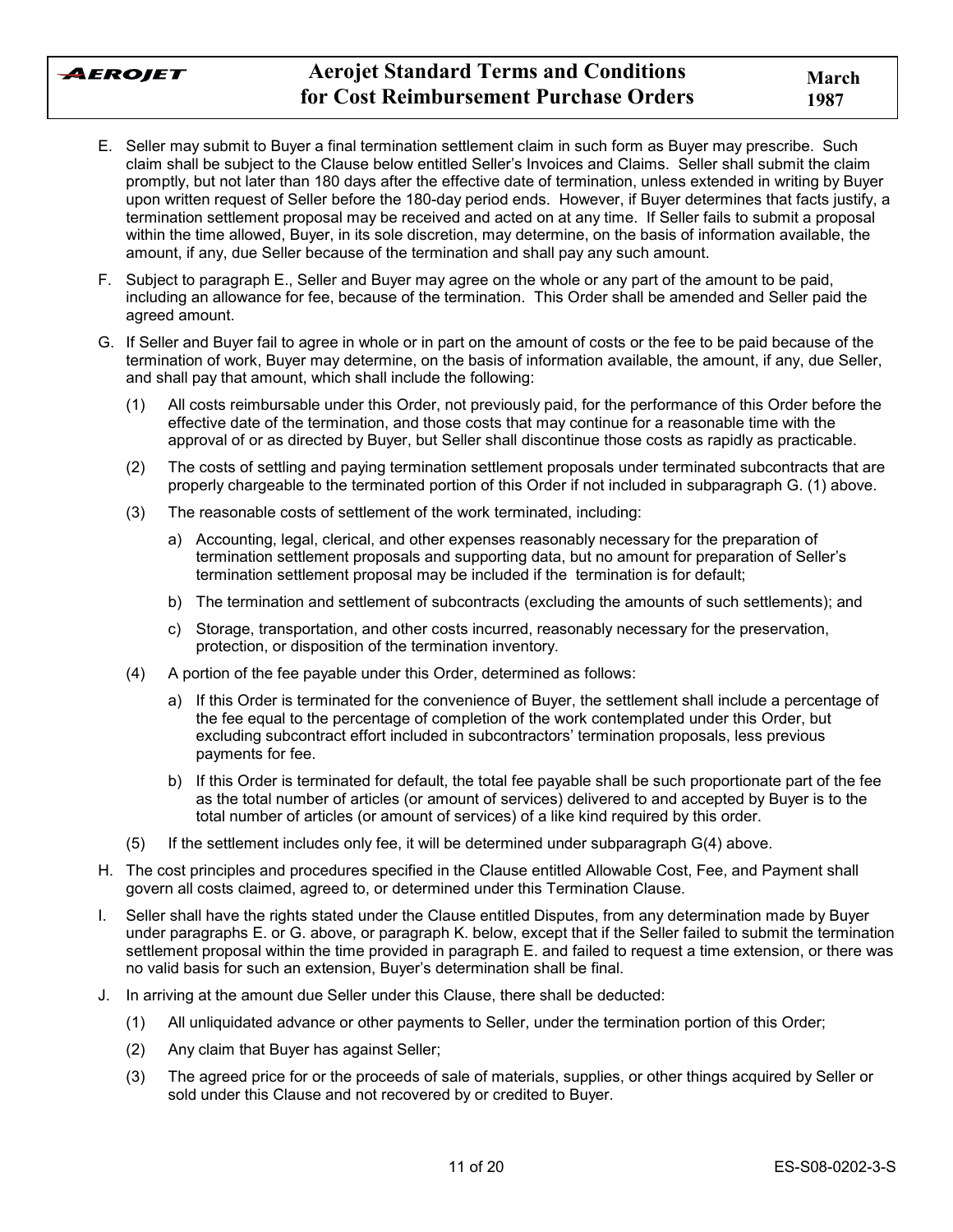E. Seller may submit to Buyer a final termination settlement claim in such form as Buyer may prescribe. Such claim shall be subject to the Clause below entitled Seller's Invoices and Claims. Seller shall submit the claim promptly, but not later than 180 days after the effective date of termination, unless extended in writing by Buyer upon written request of Seller before the 180-day period ends. However, if Buyer determines that facts justify, a termination settlement proposal may be received and acted on at any time. If Seller fails to submit a proposal within the time allowed, Buyer, in its sole discretion, may determine, on the basis of information available, the amount, if any, due Seller because of the termination and shall pay any such amount.

F. Subject to paragraph E., Seller and Buyer may agree on the whole or any part of the amount to be paid, including an allowance for fee, because of the termination. This Order shall be amended and Seller paid the agreed amount.

G. If Seller and Buyer fail to agree in whole or in part on the amount of costs or the fee to be paid because of the termination of work, Buyer may determine, on the basis of information available, the amount, if any, due Seller, and shall pay that amount, which shall include the following:

   (1) All costs reimbursable under this Order, not previously paid, for the performance of this Order before the effective date of the termination, and those costs that may continue for a reasonable time with the approval of or as directed by Buyer, but Seller shall discontinue those costs as rapidly as practicable.

   (2) The costs of settling and paying termination settlement proposals under terminated subcontracts that are properly chargeable to the terminated portion of this Order if not included in subparagraph G. (1) above.

   (3) The reasonable costs of settlement of the work terminated, including:

      a) Accounting, legal, clerical, and other expenses reasonably necessary for the preparation of termination settlement proposals and supporting data, but no amount for preparation of Seller's termination settlement proposal may be included if the termination is for default;

      b) The termination and settlement of subcontracts (excluding the amounts of such settlements); and

      c) Storage, transportation, and other costs incurred, reasonably necessary for the preservation, protection, or disposition of the termination inventory.

   (4) A portion of the fee payable under this Order, determined as follows:

      a) If this Order is terminated for the convenience of Buyer, the settlement shall include a percentage of the fee equal to the percentage of completion of the work contemplated under this Order, but excluding subcontract effort included in subcontractors' termination proposals, less previous payments for fee.

      b) If this Order is terminated for default, the total fee payable shall be such proportionate part of the fee as the total number of articles (or amount of services) delivered to and accepted by Buyer is to the total number of articles (or amount of services) of a like kind required by this order.

   (5) If the settlement includes only fee, it will be determined under subparagraph G(4) above.

H. The cost principles and procedures specified in the Clause entitled Allowable Cost, Fee, and Payment shall govern all costs claimed, agreed to, or determined under this Termination Clause.

I. Seller shall have the rights stated under the Clause entitled Disputes, from any determination made by Buyer under paragraphs E. or G. above, or paragraph K. below, except that if the Seller failed to submit the termination settlement proposal within the time provided in paragraph E. and failed to request a time extension, or there was no valid basis for such an extension, Buyer's determination shall be final.

J. In arriving at the amount due Seller under this Clause, there shall be deducted:

   (1) All unliquidated advance or other payments to Seller, under the termination portion of this Order;

   (2) Any claim that Buyer has against Seller;

   (3) The agreed price for or the proceeds of sale of materials, supplies, or other things acquired by Seller or sold under this Clause and not recovered by or credited to Buyer.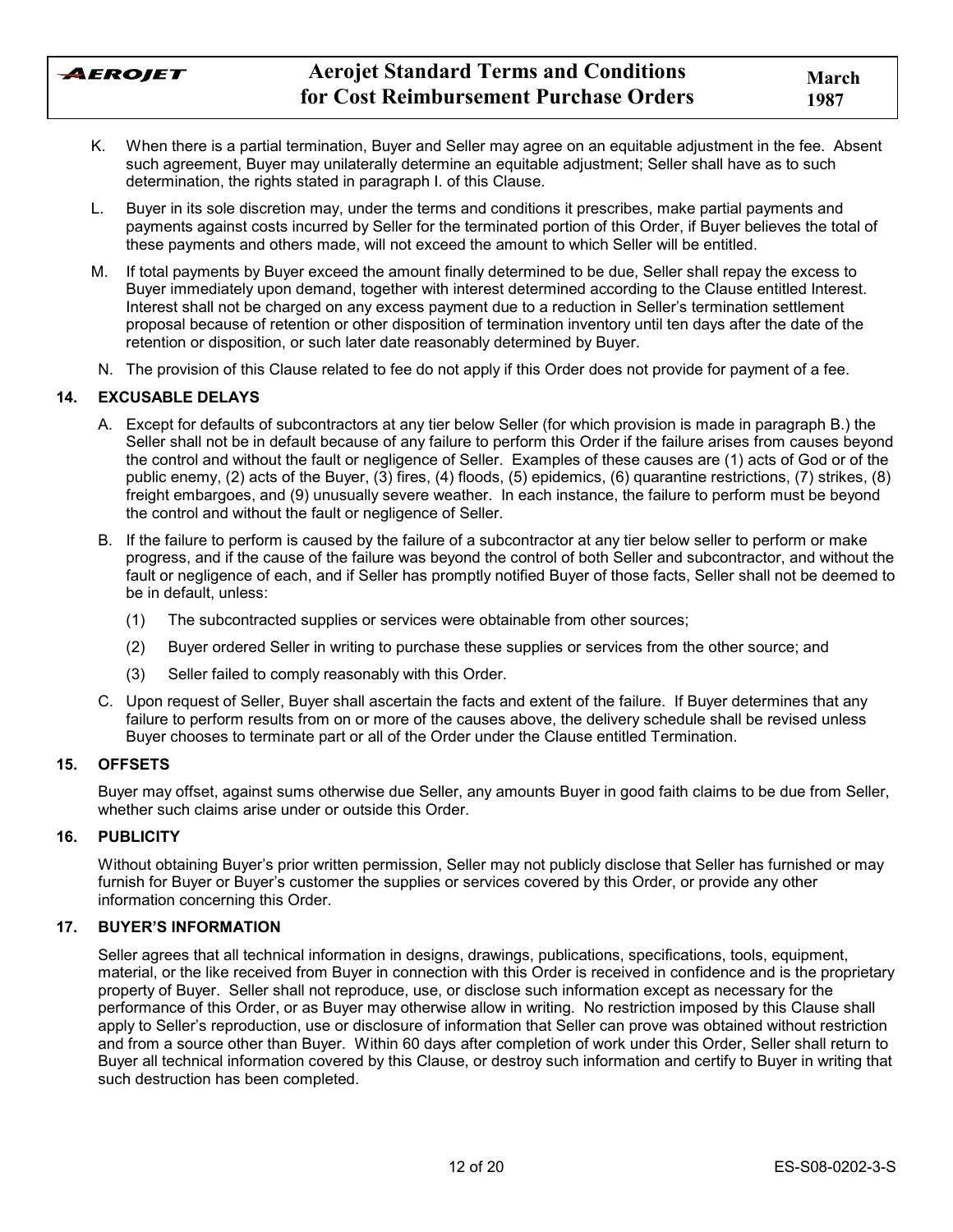K. When there is a partial termination, Buyer and Seller may agree on an equitable adjustment in the fee. Absent such agreement, Buyer may unilaterally determine an equitable adjustment; Seller shall have as to such determination, the rights stated in paragraph I. of this Clause.

L. Buyer in its sole discretion may, under the terms and conditions it prescribes, make partial payments and payments against costs incurred by Seller for the terminated portion of this Order, if Buyer believes the total of these payments and others made, will not exceed the amount to which Seller will be entitled.

M. If total payments by Buyer exceed the amount finally determined to be due, Seller shall repay the excess to Buyer immediately upon demand, together with interest determined according to the Clause entitled Interest. Interest shall not be charged on any excess payment due to a reduction in Seller's termination settlement proposal because of retention or other disposition of termination inventory until ten days after the date of the retention or disposition, or such later date reasonably determined by Buyer.

N. The provision of this Clause related to fee do not apply if this Order does not provide for payment of a fee.

### 14. EXCUSABLE DELAYS

A. Except for defaults of subcontractors at any tier below Seller (for which provision is made in paragraph B.) the Seller shall not be in default because of any failure to perform this Order if the failure arises from causes beyond the control and without the fault or negligence of Seller. Examples of these causes are (1) acts of God or of the public enemy, (2) acts of the Buyer, (3) fires, (4) floods, (5) epidemics, (6) quarantine restrictions, (7) strikes, (8) freight embargoes, and (9) unusually severe weather. In each instance, the failure to perform must be beyond the control and without the fault or negligence of Seller.

B. If the failure to perform is caused by the failure of a subcontractor at any tier below seller to perform or make progress, and if the cause of the failure was beyond the control of both Seller and subcontractor, and without the fault or negligence of each, and if Seller has promptly notified Buyer of those facts, Seller shall not be deemed to be in default, unless:

   (1) The subcontracted supplies or services were obtainable from other sources;

   (2) Buyer ordered Seller in writing to purchase these supplies or services from the other source; and

   (3) Seller failed to comply reasonably with this Order.

C. Upon request of Seller, Buyer shall ascertain the facts and extent of the failure. If Buyer determines that any failure to perform results from on or more of the causes above, the delivery schedule shall be revised unless Buyer chooses to terminate part or all of the Order under the Clause entitled Termination.

### 15. OFFSETS

Buyer may offset, against sums otherwise due Seller, any amounts Buyer in good faith claims to be due from Seller, whether such claims arise under or outside this Order.

### 16. PUBLICITY

Without obtaining Buyer's prior written permission, Seller may not publicly disclose that Seller has furnished or may furnish for Buyer or Buyer's customer the supplies or services covered by this Order, or provide any other information concerning this Order.

### 17. BUYER'S INFORMATION

Seller agrees that all technical information in designs, drawings, publications, specifications, tools, equipment, material, or the like received from Buyer in connection with this Order is received in confidence and is the proprietary property of Buyer. Seller shall not reproduce, use, or disclose such information except as necessary for the performance of this Order, or as Buyer may otherwise allow in writing. No restriction imposed by this Clause shall apply to Seller's reproduction, use or disclosure of information that Seller can prove was obtained without restriction and from a source other than Buyer. Within 60 days after completion of work under this Order, Seller shall return to Buyer all technical information covered by this Clause, or destroy such information and certify to Buyer in writing that such destruction has been completed.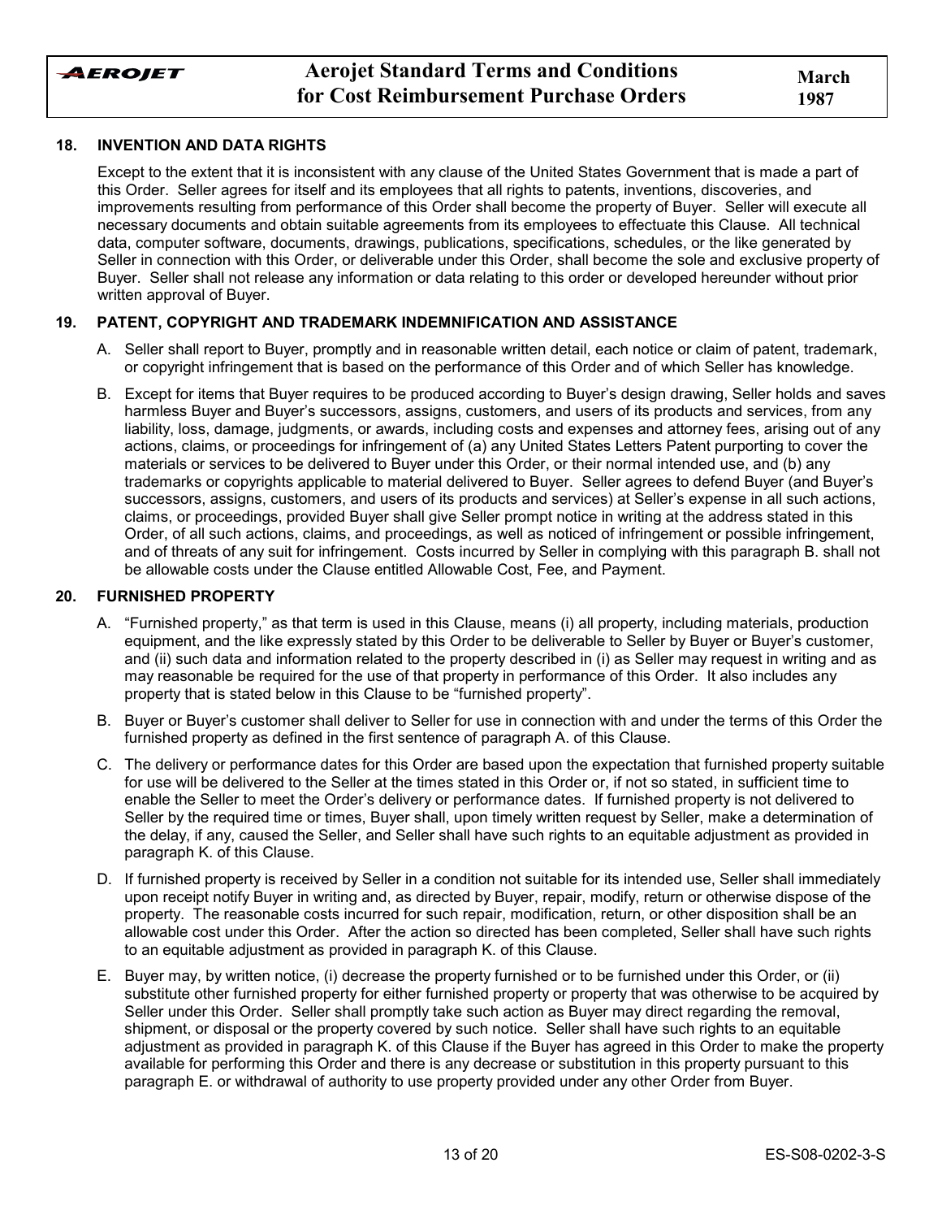## 18. INVENTION AND DATA RIGHTS

Except to the extent that it is inconsistent with any clause of the United States Government that is made a part of this Order. Seller agrees for itself and its employees that all rights to patents, inventions, discoveries, and improvements resulting from performance of this Order shall become the property of Buyer. Seller will execute all necessary documents and obtain suitable agreements from its employees to effectuate this Clause. All technical data, computer software, documents, drawings, publications, specifications, schedules, or the like generated by Seller in connection with this Order, or deliverable under this Order, shall become the sole and exclusive property of Buyer. Seller shall not release any information or data relating to this order or developed hereunder without prior written approval of Buyer.

## 19. PATENT, COPYRIGHT AND TRADEMARK INDEMNIFICATION AND ASSISTANCE

A. Seller shall report to Buyer, promptly and in reasonable written detail, each notice or claim of patent, trademark, or copyright infringement that is based on the performance of this Order and of which Seller has knowledge.

B. Except for items that Buyer requires to be produced according to Buyer's design drawing, Seller holds and saves harmless Buyer and Buyer's successors, assigns, customers, and users of its products and services, from any liability, loss, damage, judgments, or awards, including costs and expenses and attorney fees, arising out of any actions, claims, or proceedings for infringement of (a) any United States Letters Patent purporting to cover the materials or services to be delivered to Buyer under this Order, or their normal intended use, and (b) any trademarks or copyrights applicable to material delivered to Buyer. Seller agrees to defend Buyer (and Buyer's successors, assigns, customers, and users of its products and services) at Seller's expense in all such actions, claims, or proceedings, provided Buyer shall give Seller prompt notice in writing at the address stated in this Order, of all such actions, claims, and proceedings, as well as noticed of infringement or possible infringement, and of threats of any suit for infringement. Costs incurred by Seller in complying with this paragraph B. shall not be allowable costs under the Clause entitled Allowable Cost, Fee, and Payment.

## 20. FURNISHED PROPERTY

A. "Furnished property," as that term is used in this Clause, means (i) all property, including materials, production equipment, and the like expressly stated by this Order to be deliverable to Seller by Buyer or Buyer's customer, and (ii) such data and information related to the property described in (i) as Seller may request in writing and as may reasonable be required for the use of that property in performance of this Order. It also includes any property that is stated below in this Clause to be "furnished property".

B. Buyer or Buyer's customer shall deliver to Seller for use in connection with and under the terms of this Order the furnished property as defined in the first sentence of paragraph A. of this Clause.

C. The delivery or performance dates for this Order are based upon the expectation that furnished property suitable for use will be delivered to the Seller at the times stated in this Order or, if not so stated, in sufficient time to enable the Seller to meet the Order's delivery or performance dates. If furnished property is not delivered to Seller by the required time or times, Buyer shall, upon timely written request by Seller, make a determination of the delay, if any, caused the Seller, and Seller shall have such rights to an equitable adjustment as provided in paragraph K. of this Clause.

D. If furnished property is received by Seller in a condition not suitable for its intended use, Seller shall immediately upon receipt notify Buyer in writing and, as directed by Buyer, repair, modify, return or otherwise dispose of the property. The reasonable costs incurred for such repair, modification, return, or other disposition shall be an allowable cost under this Order. After the action so directed has been completed, Seller shall have such rights to an equitable adjustment as provided in paragraph K. of this Clause.

E. Buyer may, by written notice, (i) decrease the property furnished or to be furnished under this Order, or (ii) substitute other furnished property for either furnished property or property that was otherwise to be acquired by Seller under this Order. Seller shall promptly take such action as Buyer may direct regarding the removal, shipment, or disposal or the property covered by such notice. Seller shall have such rights to an equitable adjustment as provided in paragraph K. of this Clause if the Buyer has agreed in this Order to make the property available for performing this Order and there is any decrease or substitution in this property pursuant to this paragraph E. or withdrawal of authority to use property provided under any other Order from Buyer.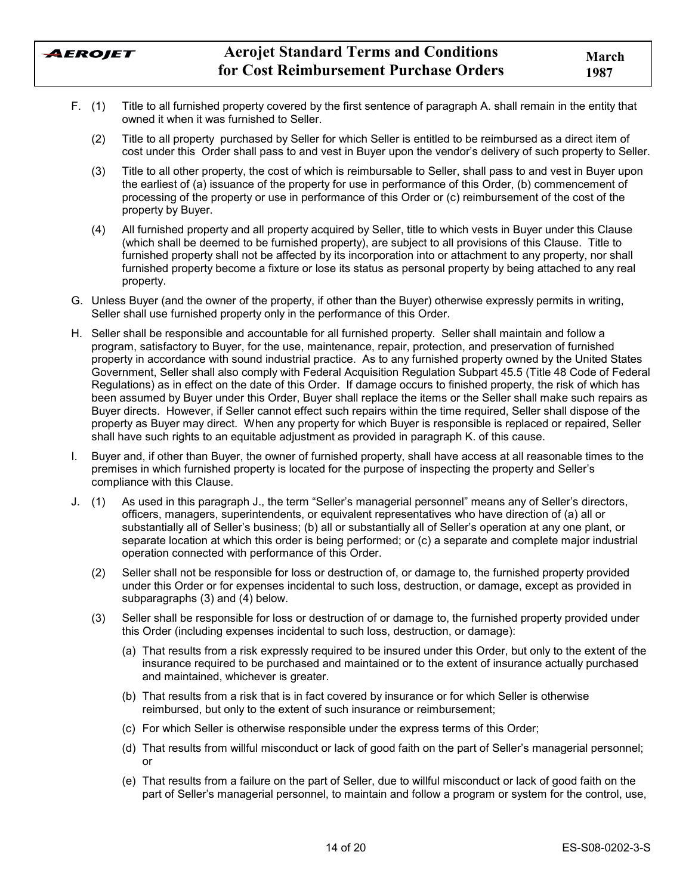F. (1) Title to all furnished property covered by the first sentence of paragraph A. shall remain in the entity that owned it when it was furnished to Seller.

(2) Title to all property purchased by Seller for which Seller is entitled to be reimbursed as a direct item of cost under this Order shall pass to and vest in Buyer upon the vendor's delivery of such property to Seller.

(3) Title to all other property, the cost of which is reimbursable to Seller, shall pass to and vest in Buyer upon the earliest of (a) issuance of the property for use in performance of this Order, (b) commencement of processing of the property or use in performance of this Order or (c) reimbursement of the cost of the property by Buyer.

(4) All furnished property and all property acquired by Seller, title to which vests in Buyer under this Clause (which shall be deemed to be furnished property), are subject to all provisions of this Clause. Title to furnished property shall not be affected by its incorporation into or attachment to any property, nor shall furnished property become a fixture or lose its status as personal property by being attached to any real property.

G. Unless Buyer (and the owner of the property, if other than the Buyer) otherwise expressly permits in writing, Seller shall use furnished property only in the performance of this Order.

H. Seller shall be responsible and accountable for all furnished property. Seller shall maintain and follow a program, satisfactory to Buyer, for the use, maintenance, repair, protection, and preservation of furnished property in accordance with sound industrial practice. As to any furnished property owned by the United States Government, Seller shall also comply with Federal Acquisition Regulation Subpart 45.5 (Title 48 Code of Federal Regulations) as in effect on the date of this Order. If damage occurs to finished property, the risk of which has been assumed by Buyer under this Order, Buyer shall replace the items or the Seller shall make such repairs as Buyer directs. However, if Seller cannot effect such repairs within the time required, Seller shall dispose of the property as Buyer may direct. When any property for which Buyer is responsible is replaced or repaired, Seller shall have such rights to an equitable adjustment as provided in paragraph K. of this cause.

I. Buyer and, if other than Buyer, the owner of furnished property, shall have access at all reasonable times to the premises in which furnished property is located for the purpose of inspecting the property and Seller's compliance with this Clause.

J. (1) As used in this paragraph J., the term "Seller's managerial personnel" means any of Seller's directors, officers, managers, superintendents, or equivalent representatives who have direction of (a) all or substantially all of Seller's business; (b) all or substantially all of Seller's operation at any one plant, or separate location at which this order is being performed; or (c) a separate and complete major industrial operation connected with performance of this Order.

(2) Seller shall not be responsible for loss or destruction of, or damage to, the furnished property provided under this Order or for expenses incidental to such loss, destruction, or damage, except as provided in subparagraphs (3) and (4) below.

(3) Seller shall be responsible for loss or destruction of or damage to, the furnished property provided under this Order (including expenses incidental to such loss, destruction, or damage):

(a) That results from a risk expressly required to be insured under this Order, but only to the extent of the insurance required to be purchased and maintained or to the extent of insurance actually purchased and maintained, whichever is greater.

(b) That results from a risk that is in fact covered by insurance or for which Seller is otherwise reimbursed, but only to the extent of such insurance or reimbursement;

(c) For which Seller is otherwise responsible under the express terms of this Order;

(d) That results from willful misconduct or lack of good faith on the part of Seller's managerial personnel; or

(e) That results from a failure on the part of Seller, due to willful misconduct or lack of good faith on the part of Seller's managerial personnel, to maintain and follow a program or system for the control, use,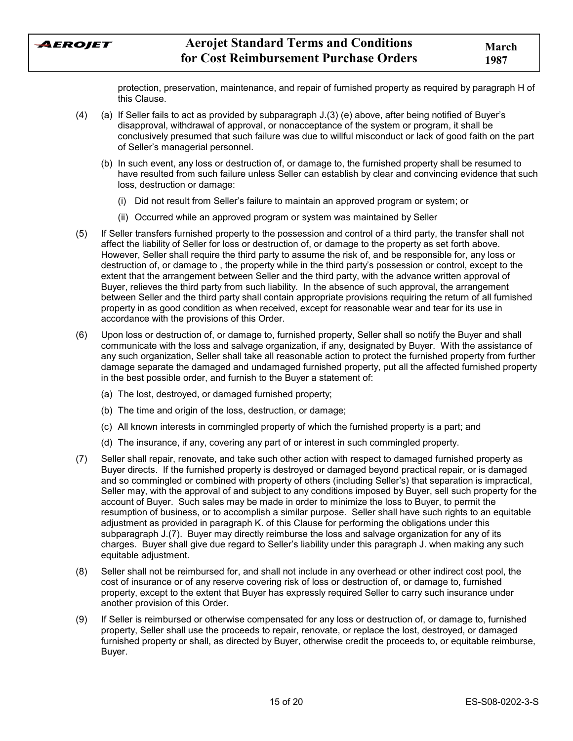protection, preservation, maintenance, and repair of furnished property as required by paragraph H of this Clause.

(4) (a) If Seller fails to act as provided by subparagraph J.(3) (e) above, after being notified of Buyer's disapproval, withdrawal of approval, or nonacceptance of the system or program, it shall be conclusively presumed that such failure was due to willful misconduct or lack of good faith on the part of Seller's managerial personnel.

(b) In such event, any loss or destruction of, or damage to, the furnished property shall be resumed to have resulted from such failure unless Seller can establish by clear and convincing evidence that such loss, destruction or damage:

(i) Did not result from Seller's failure to maintain an approved program or system; or

(ii) Occurred while an approved program or system was maintained by Seller

(5) If Seller transfers furnished property to the possession and control of a third party, the transfer shall not affect the liability of Seller for loss or destruction of, or damage to the property as set forth above. However, Seller shall require the third party to assume the risk of, and be responsible for, any loss or destruction of, or damage to , the property while in the third party's possession or control, except to the extent that the arrangement between Seller and the third party, with the advance written approval of Buyer, relieves the third party from such liability. In the absence of such approval, the arrangement between Seller and the third party shall contain appropriate provisions requiring the return of all furnished property in as good condition as when received, except for reasonable wear and tear for its use in accordance with the provisions of this Order.

(6) Upon loss or destruction of, or damage to, furnished property, Seller shall so notify the Buyer and shall communicate with the loss and salvage organization, if any, designated by Buyer. With the assistance of any such organization, Seller shall take all reasonable action to protect the furnished property from further damage separate the damaged and undamaged furnished property, put all the affected furnished property in the best possible order, and furnish to the Buyer a statement of:

(a) The lost, destroyed, or damaged furnished property;

(b) The time and origin of the loss, destruction, or damage;

(c) All known interests in commingled property of which the furnished property is a part; and

(d) The insurance, if any, covering any part of or interest in such commingled property.

(7) Seller shall repair, renovate, and take such other action with respect to damaged furnished property as Buyer directs. If the furnished property is destroyed or damaged beyond practical repair, or is damaged and so commingled or combined with property of others (including Seller's) that separation is impractical, Seller may, with the approval of and subject to any conditions imposed by Buyer, sell such property for the account of Buyer. Such sales may be made in order to minimize the loss to Buyer, to permit the resumption of business, or to accomplish a similar purpose. Seller shall have such rights to an equitable adjustment as provided in paragraph K. of this Clause for performing the obligations under this subparagraph J.(7). Buyer may directly reimburse the loss and salvage organization for any of its charges. Buyer shall give due regard to Seller's liability under this paragraph J. when making any such equitable adjustment.

(8) Seller shall not be reimbursed for, and shall not include in any overhead or other indirect cost pool, the cost of insurance or of any reserve covering risk of loss or destruction of, or damage to, furnished property, except to the extent that Buyer has expressly required Seller to carry such insurance under another provision of this Order.

(9) If Seller is reimbursed or otherwise compensated for any loss or destruction of, or damage to, furnished property, Seller shall use the proceeds to repair, renovate, or replace the lost, destroyed, or damaged furnished property or shall, as directed by Buyer, otherwise credit the proceeds to, or equitable reimburse, Buyer.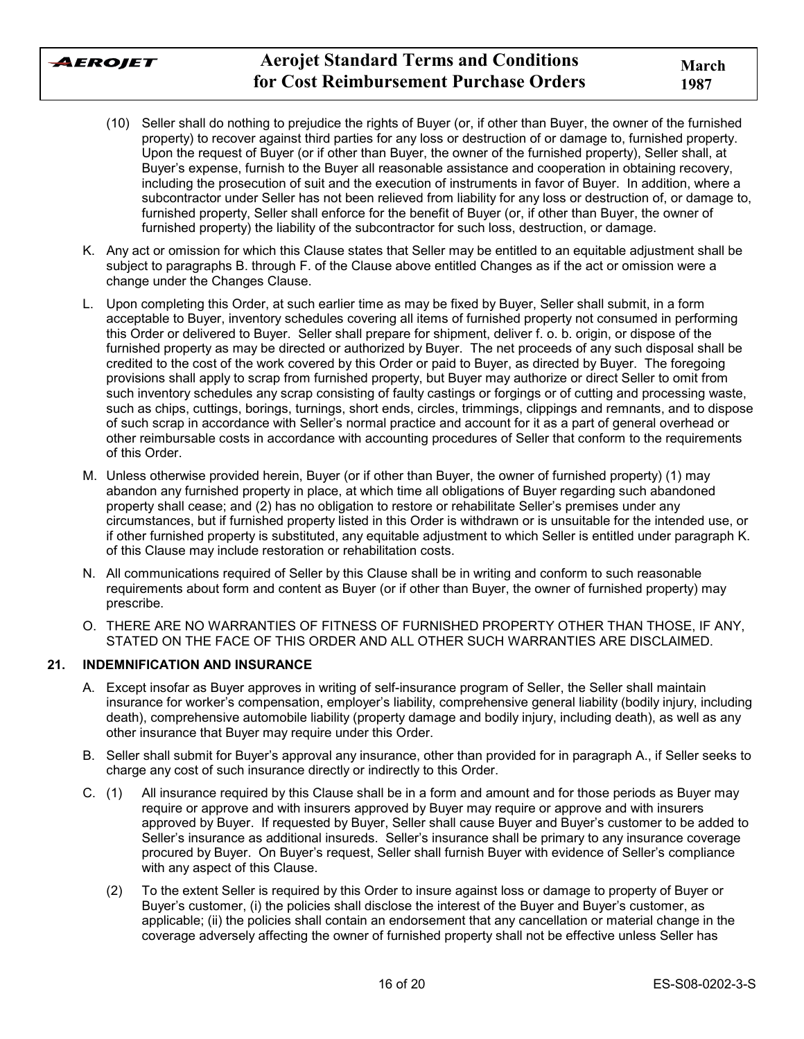(10) Seller shall do nothing to prejudice the rights of Buyer (or, if other than Buyer, the owner of the furnished property) to recover against third parties for any loss or destruction of or damage to, furnished property. Upon the request of Buyer (or if other than Buyer, the owner of the furnished property), Seller shall, at Buyer's expense, furnish to the Buyer all reasonable assistance and cooperation in obtaining recovery, including the prosecution of suit and the execution of instruments in favor of Buyer. In addition, where a subcontractor under Seller has not been relieved from liability for any loss or destruction of, or damage to, furnished property, Seller shall enforce for the benefit of Buyer (or, if other than Buyer, the owner of furnished property) the liability of the subcontractor for such loss, destruction, or damage.

K. Any act or omission for which this Clause states that Seller may be entitled to an equitable adjustment shall be subject to paragraphs B. through F. of the Clause above entitled Changes as if the act or omission were a change under the Changes Clause.

L. Upon completing this Order, at such earlier time as may be fixed by Buyer, Seller shall submit, in a form acceptable to Buyer, inventory schedules covering all items of furnished property not consumed in performing this Order or delivered to Buyer. Seller shall prepare for shipment, deliver f. o. b. origin, or dispose of the furnished property as may be directed or authorized by Buyer. The net proceeds of any such disposal shall be credited to the cost of the work covered by this Order or paid to Buyer, as directed by Buyer. The foregoing provisions shall apply to scrap from furnished property, but Buyer may authorize or direct Seller to omit from such inventory schedules any scrap consisting of faulty castings or forgings or of cutting and processing waste, such as chips, cuttings, borings, turnings, short ends, circles, trimmings, clippings and remnants, and to dispose of such scrap in accordance with Seller's normal practice and account for it as a part of general overhead or other reimbursable costs in accordance with accounting procedures of Seller that conform to the requirements of this Order.

M. Unless otherwise provided herein, Buyer (or if other than Buyer, the owner of furnished property) (1) may abandon any furnished property in place, at which time all obligations of Buyer regarding such abandoned property shall cease; and (2) has no obligation to restore or rehabilitate Seller's premises under any circumstances, but if furnished property listed in this Order is withdrawn or is unsuitable for the intended use, or if other furnished property is substituted, any equitable adjustment to which Seller is entitled under paragraph K. of this Clause may include restoration or rehabilitation costs.

N. All communications required of Seller by this Clause shall be in writing and conform to such reasonable requirements about form and content as Buyer (or if other than Buyer, the owner of furnished property) may prescribe.

O. THERE ARE NO WARRANTIES OF FITNESS OF FURNISHED PROPERTY OTHER THAN THOSE, IF ANY, STATED ON THE FACE OF THIS ORDER AND ALL OTHER SUCH WARRANTIES ARE DISCLAIMED.

## 21. INDEMNIFICATION AND INSURANCE

A. Except insofar as Buyer approves in writing of self-insurance program of Seller, the Seller shall maintain insurance for worker's compensation, employer's liability, comprehensive general liability (bodily injury, including death), comprehensive automobile liability (property damage and bodily injury, including death), as well as any other insurance that Buyer may require under this Order.

B. Seller shall submit for Buyer's approval any insurance, other than provided for in paragraph A., if Seller seeks to charge any cost of such insurance directly or indirectly to this Order.

C. (1) All insurance required by this Clause shall be in a form and amount and for those periods as Buyer may require or approve and with insurers approved by Buyer may require or approve and with insurers approved by Buyer. If requested by Buyer, Seller shall cause Buyer and Buyer's customer to be added to Seller's insurance as additional insureds. Seller's insurance shall be primary to any insurance coverage procured by Buyer. On Buyer's request, Seller shall furnish Buyer with evidence of Seller's compliance with any aspect of this Clause.

(2) To the extent Seller is required by this Order to insure against loss or damage to property of Buyer or Buyer's customer, (i) the policies shall disclose the interest of the Buyer and Buyer's customer, as applicable; (ii) the policies shall contain an endorsement that any cancellation or material change in the coverage adversely affecting the owner of furnished property shall not be effective unless Seller has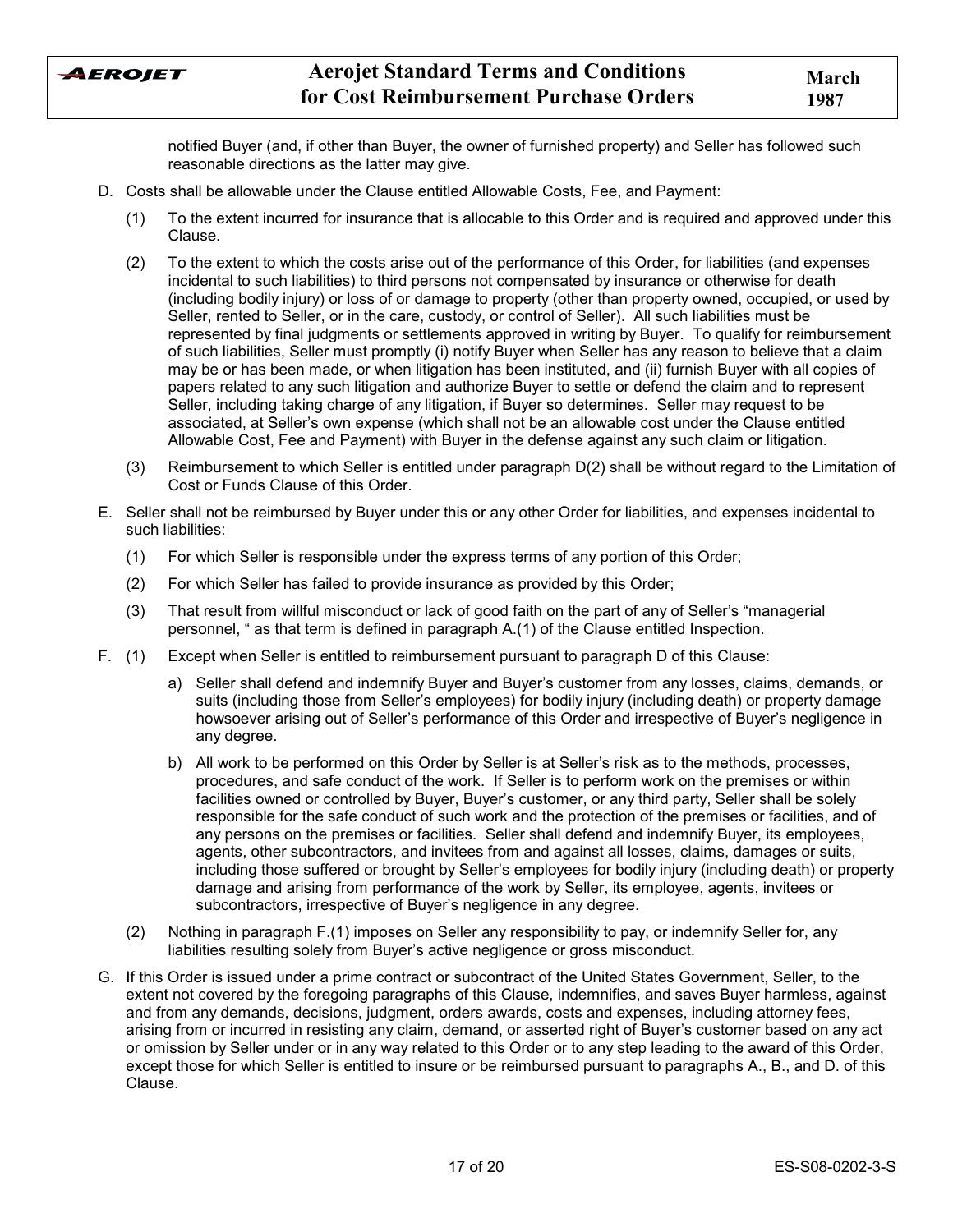notified Buyer (and, if other than Buyer, the owner of furnished property) and Seller has followed such reasonable directions as the latter may give.

D. Costs shall be allowable under the Clause entitled Allowable Costs, Fee, and Payment:

   (1) To the extent incurred for insurance that is allocable to this Order and is required and approved under this Clause.

   (2) To the extent to which the costs arise out of the performance of this Order, for liabilities (and expenses incidental to such liabilities) to third persons not compensated by insurance or otherwise for death (including bodily injury) or loss of or damage to property (other than property owned, occupied, or used by Seller, rented to Seller, or in the care, custody, or control of Seller). All such liabilities must be represented by final judgments or settlements approved in writing by Buyer. To qualify for reimbursement of such liabilities, Seller must promptly (i) notify Buyer when Seller has any reason to believe that a claim may be or has been made, or when litigation has been instituted, and (ii) furnish Buyer with all copies of papers related to any such litigation and authorize Buyer to settle or defend the claim and to represent Seller, including taking charge of any litigation, if Buyer so determines. Seller may request to be associated, at Seller's own expense (which shall not be an allowable cost under the Clause entitled Allowable Cost, Fee and Payment) with Buyer in the defense against any such claim or litigation.

   (3) Reimbursement to which Seller is entitled under paragraph D(2) shall be without regard to the Limitation of Cost or Funds Clause of this Order.

E. Seller shall not be reimbursed by Buyer under this or any other Order for liabilities, and expenses incidental to such liabilities:

   (1) For which Seller is responsible under the express terms of any portion of this Order;

   (2) For which Seller has failed to provide insurance as provided by this Order;

   (3) That result from willful misconduct or lack of good faith on the part of any of Seller's "managerial personnel, " as that term is defined in paragraph A.(1) of the Clause entitled Inspection.

F. (1) Except when Seller is entitled to reimbursement pursuant to paragraph D of this Clause:

   a) Seller shall defend and indemnify Buyer and Buyer's customer from any losses, claims, demands, or suits (including those from Seller's employees) for bodily injury (including death) or property damage howsoever arising out of Seller's performance of this Order and irrespective of Buyer's negligence in any degree.

   b) All work to be performed on this Order by Seller is at Seller's risk as to the methods, processes, procedures, and safe conduct of the work. If Seller is to perform work on the premises or within facilities owned or controlled by Buyer, Buyer's customer, or any third party, Seller shall be solely responsible for the safe conduct of such work and the protection of the premises or facilities, and of any persons on the premises or facilities. Seller shall defend and indemnify Buyer, its employees, agents, other subcontractors, and invitees from and against all losses, claims, damages or suits, including those suffered or brought by Seller's employees for bodily injury (including death) or property damage and arising from performance of the work by Seller, its employee, agents, invitees or subcontractors, irrespective of Buyer's negligence in any degree.

   (2) Nothing in paragraph F.(1) imposes on Seller any responsibility to pay, or indemnify Seller for, any liabilities resulting solely from Buyer's active negligence or gross misconduct.

G. If this Order is issued under a prime contract or subcontract of the United States Government, Seller, to the extent not covered by the foregoing paragraphs of this Clause, indemnifies, and saves Buyer harmless, against and from any demands, decisions, judgment, orders awards, costs and expenses, including attorney fees, arising from or incurred in resisting any claim, demand, or asserted right of Buyer's customer based on any act or omission by Seller under or in any way related to this Order or to any step leading to the award of this Order, except those for which Seller is entitled to insure or be reimbursed pursuant to paragraphs A., B., and D. of this Clause.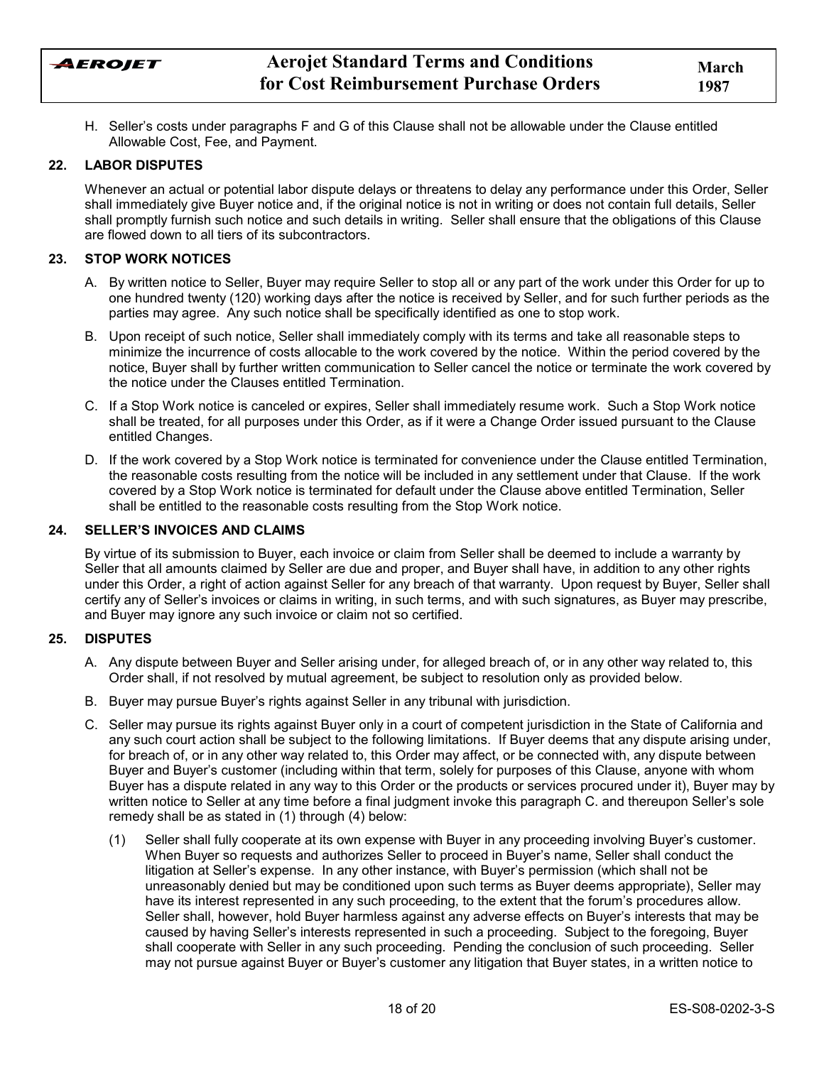H. Seller's costs under paragraphs F and G of this Clause shall not be allowable under the Clause entitled Allowable Cost, Fee, and Payment.

## 22. LABOR DISPUTES

Whenever an actual or potential labor dispute delays or threatens to delay any performance under this Order, Seller shall immediately give Buyer notice and, if the original notice is not in writing or does not contain full details, Seller shall promptly furnish such notice and such details in writing. Seller shall ensure that the obligations of this Clause are flowed down to all tiers of its subcontractors.

## 23. STOP WORK NOTICES

A. By written notice to Seller, Buyer may require Seller to stop all or any part of the work under this Order for up to one hundred twenty (120) working days after the notice is received by Seller, and for such further periods as the parties may agree. Any such notice shall be specifically identified as one to stop work.

B. Upon receipt of such notice, Seller shall immediately comply with its terms and take all reasonable steps to minimize the incurrence of costs allocable to the work covered by the notice. Within the period covered by the notice, Buyer shall by further written communication to Seller cancel the notice or terminate the work covered by the notice under the Clauses entitled Termination.

C. If a Stop Work notice is canceled or expires, Seller shall immediately resume work. Such a Stop Work notice shall be treated, for all purposes under this Order, as if it were a Change Order issued pursuant to the Clause entitled Changes.

D. If the work covered by a Stop Work notice is terminated for convenience under the Clause entitled Termination, the reasonable costs resulting from the notice will be included in any settlement under that Clause. If the work covered by a Stop Work notice is terminated for default under the Clause above entitled Termination, Seller shall be entitled to the reasonable costs resulting from the Stop Work notice.

## 24. SELLER'S INVOICES AND CLAIMS

By virtue of its submission to Buyer, each invoice or claim from Seller shall be deemed to include a warranty by Seller that all amounts claimed by Seller are due and proper, and Buyer shall have, in addition to any other rights under this Order, a right of action against Seller for any breach of that warranty. Upon request by Buyer, Seller shall certify any of Seller's invoices or claims in writing, in such terms, and with such signatures, as Buyer may prescribe, and Buyer may ignore any such invoice or claim not so certified.

## 25. DISPUTES

A. Any dispute between Buyer and Seller arising under, for alleged breach of, or in any other way related to, this Order shall, if not resolved by mutual agreement, be subject to resolution only as provided below.

B. Buyer may pursue Buyer's rights against Seller in any tribunal with jurisdiction.

C. Seller may pursue its rights against Buyer only in a court of competent jurisdiction in the State of California and any such court action shall be subject to the following limitations. If Buyer deems that any dispute arising under, for breach of, or in any other way related to, this Order may affect, or be connected with, any dispute between Buyer and Buyer's customer (including within that term, solely for purposes of this Clause, anyone with whom Buyer has a dispute related in any way to this Order or the products or services procured under it), Buyer may by written notice to Seller at any time before a final judgment invoke this paragraph C. and thereupon Seller's sole remedy shall be as stated in (1) through (4) below:

(1) Seller shall fully cooperate at its own expense with Buyer in any proceeding involving Buyer's customer. When Buyer so requests and authorizes Seller to proceed in Buyer's name, Seller shall conduct the litigation at Seller's expense. In any other instance, with Buyer's permission (which shall not be unreasonably denied but may be conditioned upon such terms as Buyer deems appropriate), Seller may have its interest represented in any such proceeding, to the extent that the forum's procedures allow. Seller shall, however, hold Buyer harmless against any adverse effects on Buyer's interests that may be caused by having Seller's interests represented in such a proceeding. Subject to the foregoing, Buyer shall cooperate with Seller in any such proceeding. Pending the conclusion of such proceeding. Seller may not pursue against Buyer or Buyer's customer any litigation that Buyer states, in a written notice to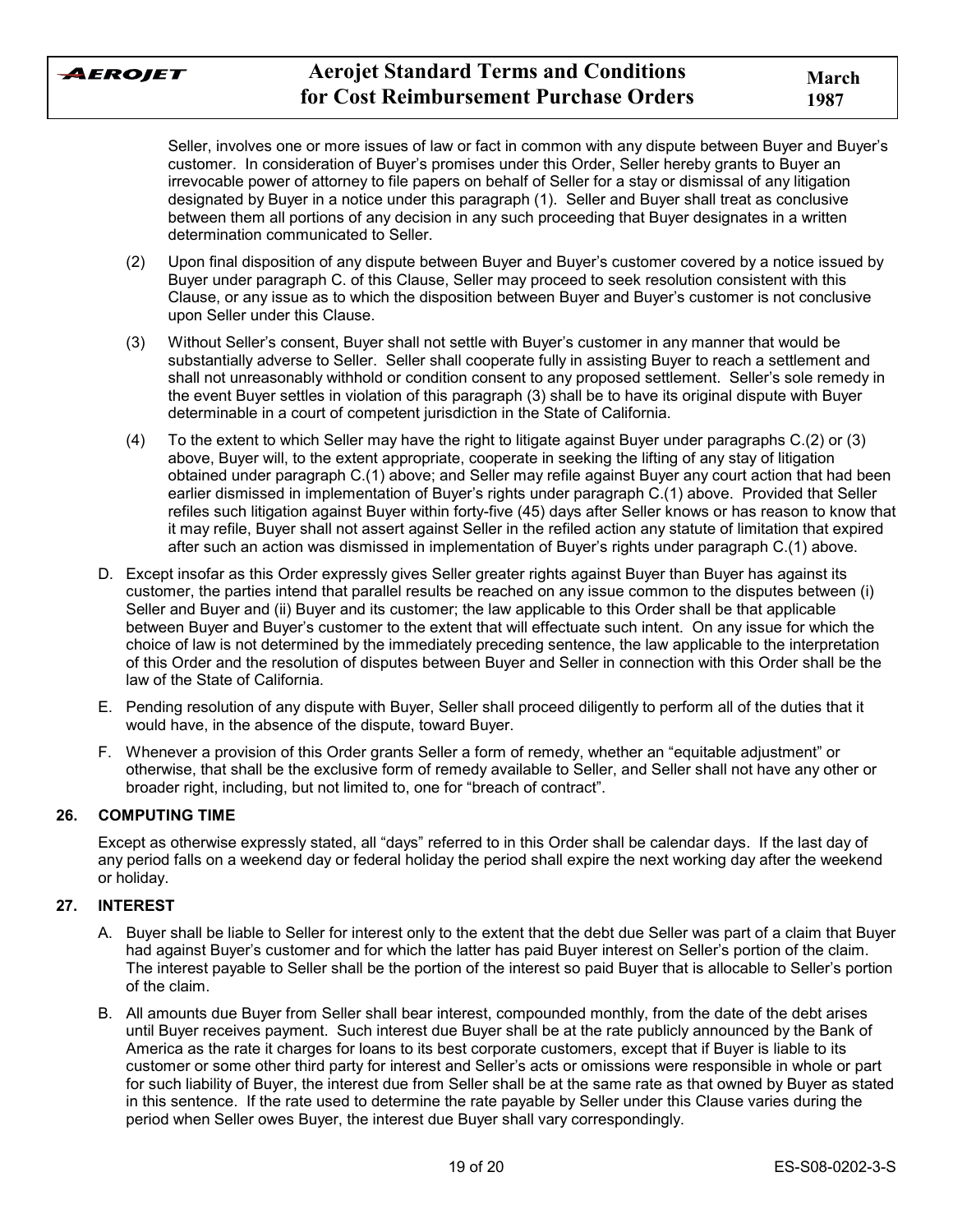Seller, involves one or more issues of law or fact in common with any dispute between Buyer and Buyer's customer. In consideration of Buyer's promises under this Order, Seller hereby grants to Buyer an irrevocable power of attorney to file papers on behalf of Seller for a stay or dismissal of any litigation designated by Buyer in a notice under this paragraph (1). Seller and Buyer shall treat as conclusive between them all portions of any decision in any such proceeding that Buyer designates in a written determination communicated to Seller.

(2) Upon final disposition of any dispute between Buyer and Buyer's customer covered by a notice issued by Buyer under paragraph C. of this Clause, Seller may proceed to seek resolution consistent with this Clause, or any issue as to which the disposition between Buyer and Buyer's customer is not conclusive upon Seller under this Clause.

(3) Without Seller's consent, Buyer shall not settle with Buyer's customer in any manner that would be substantially adverse to Seller. Seller shall cooperate fully in assisting Buyer to reach a settlement and shall not unreasonably withhold or condition consent to any proposed settlement. Seller's sole remedy in the event Buyer settles in violation of this paragraph (3) shall be to have its original dispute with Buyer determinable in a court of competent jurisdiction in the State of California.

(4) To the extent to which Seller may have the right to litigate against Buyer under paragraphs C.(2) or (3) above, Buyer will, to the extent appropriate, cooperate in seeking the lifting of any stay of litigation obtained under paragraph C.(1) above; and Seller may refile against Buyer any court action that had been earlier dismissed in implementation of Buyer's rights under paragraph C.(1) above. Provided that Seller refiles such litigation against Buyer within forty-five (45) days after Seller knows or has reason to know that it may refile, Buyer shall not assert against Seller in the refiled action any statute of limitation that expired after such an action was dismissed in implementation of Buyer's rights under paragraph C.(1) above.

D. Except insofar as this Order expressly gives Seller greater rights against Buyer than Buyer has against its customer, the parties intend that parallel results be reached on any issue common to the disputes between (i) Seller and Buyer and (ii) Buyer and its customer; the law applicable to this Order shall be that applicable between Buyer and Buyer's customer to the extent that will effectuate such intent. On any issue for which the choice of law is not determined by the immediately preceding sentence, the law applicable to the interpretation of this Order and the resolution of disputes between Buyer and Seller in connection with this Order shall be the law of the State of California.

E. Pending resolution of any dispute with Buyer, Seller shall proceed diligently to perform all of the duties that it would have, in the absence of the dispute, toward Buyer.

F. Whenever a provision of this Order grants Seller a form of remedy, whether an "equitable adjustment" or otherwise, that shall be the exclusive form of remedy available to Seller, and Seller shall not have any other or broader right, including, but not limited to, one for "breach of contract".

## 26. COMPUTING TIME

Except as otherwise expressly stated, all "days" referred to in this Order shall be calendar days. If the last day of any period falls on a weekend day or federal holiday the period shall expire the next working day after the weekend or holiday.

## 27. INTEREST

A. Buyer shall be liable to Seller for interest only to the extent that the debt due Seller was part of a claim that Buyer had against Buyer's customer and for which the latter has paid Buyer interest on Seller's portion of the claim. The interest payable to Seller shall be the portion of the interest so paid Buyer that is allocable to Seller's portion of the claim.

B. All amounts due Buyer from Seller shall bear interest, compounded monthly, from the date of the debt arises until Buyer receives payment. Such interest due Buyer shall be at the rate publicly announced by the Bank of America as the rate it charges for loans to its best corporate customers, except that if Buyer is liable to its customer or some other third party for interest and Seller's acts or omissions were responsible in whole or part for such liability of Buyer, the interest due from Seller shall be at the same rate as that owned by Buyer as stated in this sentence. If the rate used to determine the rate payable by Seller under this Clause varies during the period when Seller owes Buyer, the interest due Buyer shall vary correspondingly.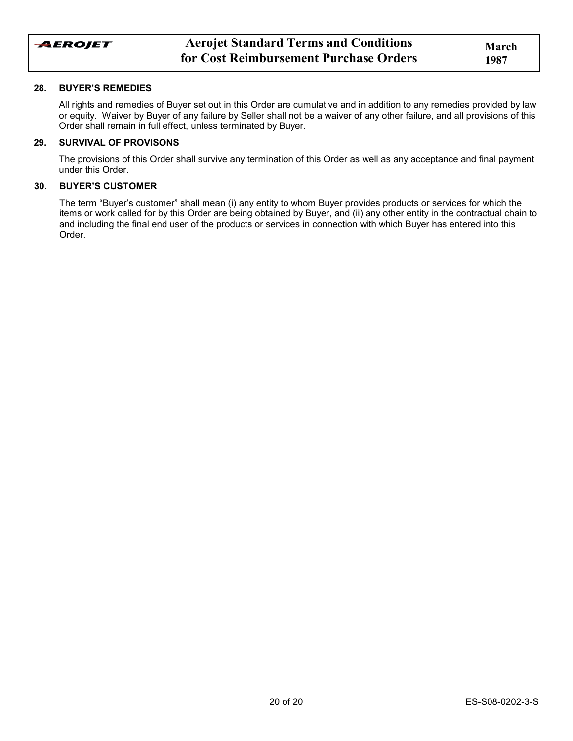### 28. BUYER'S REMEDIES

All rights and remedies of Buyer set out in this Order are cumulative and in addition to any remedies provided by law or equity. Waiver by Buyer of any failure by Seller shall not be a waiver of any other failure, and all provisions of this Order shall remain in full effect, unless terminated by Buyer.

### 29. SURVIVAL OF PROVISONS

The provisions of this Order shall survive any termination of this Order as well as any acceptance and final payment under this Order.

### 30. BUYER'S CUSTOMER

The term "Buyer's customer" shall mean (i) any entity to whom Buyer provides products or services for which the items or work called for by this Order are being obtained by Buyer, and (ii) any other entity in the contractual chain to and including the final end user of the products or services in connection with which Buyer has entered into this Order.